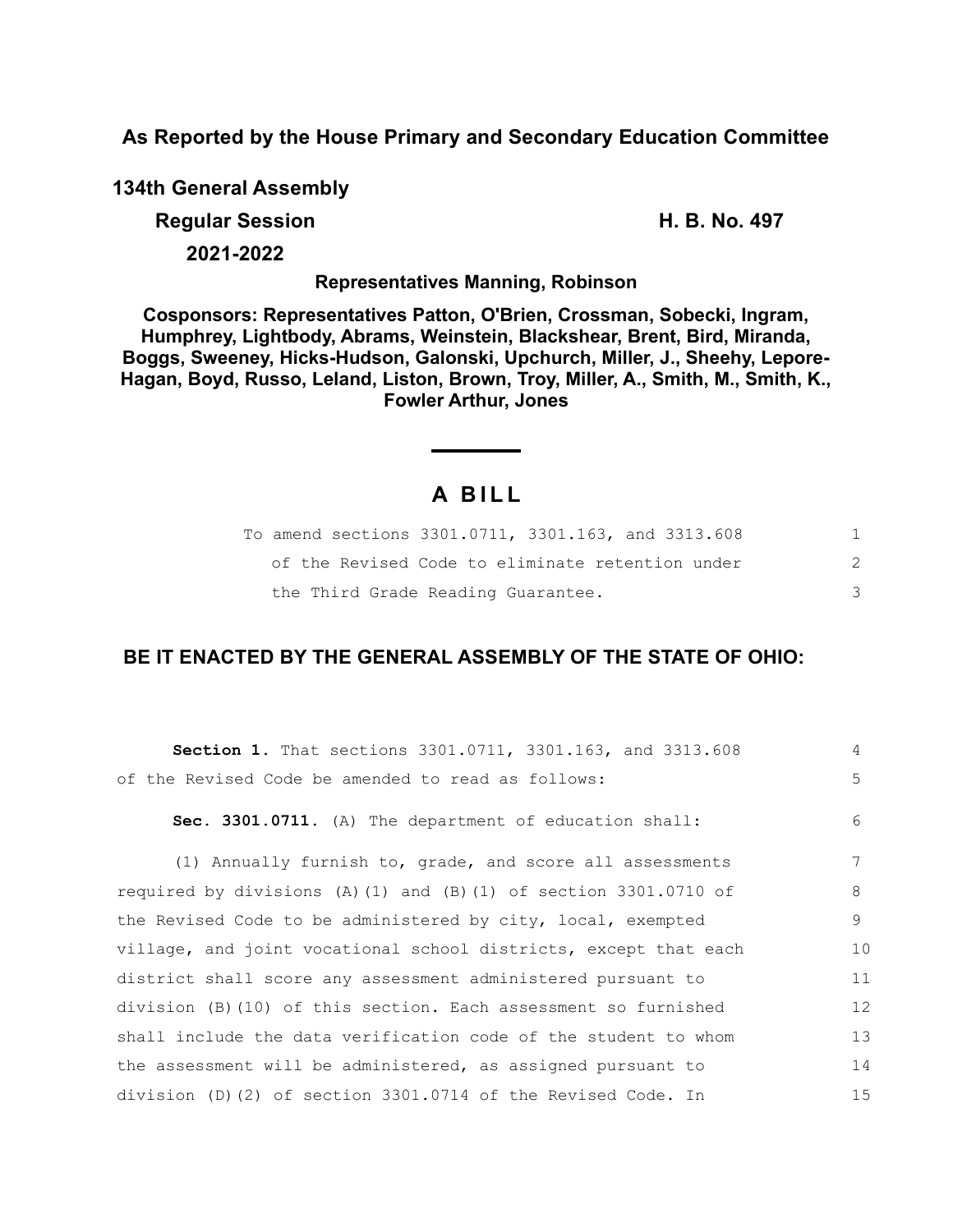**As Reported by the House Primary and Secondary Education Committee**

**134th General Assembly**

**Regular Session** **H. B. No. 497**

**2021-2022**

**Representatives Manning, Robinson**

**Cosponsors: Representatives Patton, O'Brien, Crossman, Sobecki, Ingram, Humphrey, Lightbody, Abrams, Weinstein, Blackshear, Brent, Bird, Miranda, Boggs, Sweeney, Hicks-Hudson, Galonski, Upchurch, Miller, J., Sheehy, Lepore-Hagan, Boyd, Russo, Leland, Liston, Brown, Troy, Miller, A., Smith, M., Smith, K., Fowler Arthur, Jones**

# A BILL

To amend sections 3301.0711, 3301.163, and 3313.608 of the Revised Code to eliminate retention under the Third Grade Reading Guarantee.

## BE IT ENACTED BY THE GENERAL ASSEMBLY OF THE STATE OF OHIO:

**Section 1.** That sections 3301.0711, 3301.163, and 3313.608 of the Revised Code be amended to read as follows:

**Sec. 3301.0711.** (A) The department of education shall:

(1) Annually furnish to, grade, and score all assessments required by divisions (A)(1) and (B)(1) of section 3301.0710 of the Revised Code to be administered by city, local, exempted village, and joint vocational school districts, except that each district shall score any assessment administered pursuant to division (B)(10) of this section. Each assessment so furnished shall include the data verification code of the student to whom the assessment will be administered, as assigned pursuant to division (D)(2) of section 3301.0714 of the Revised Code. In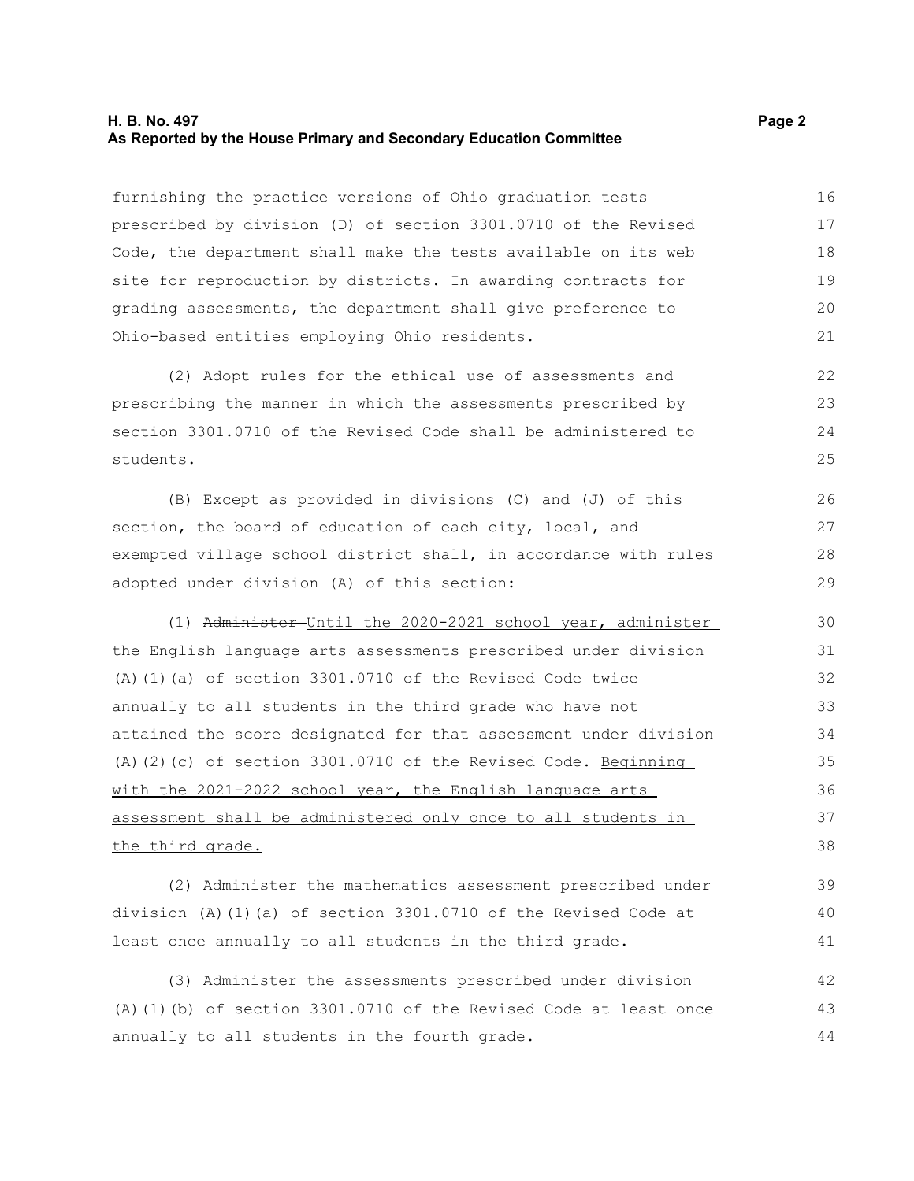furnishing the practice versions of Ohio graduation tests prescribed by division (D) of section 3301.0710 of the Revised Code, the department shall make the tests available on its web site for reproduction by districts. In awarding contracts for grading assessments, the department shall give preference to Ohio-based entities employing Ohio residents.

(2) Adopt rules for the ethical use of assessments and prescribing the manner in which the assessments prescribed by section 3301.0710 of the Revised Code shall be administered to students.

(B) Except as provided in divisions (C) and (J) of this section, the board of education of each city, local, and exempted village school district shall, in accordance with rules adopted under division (A) of this section:

(1) ~~Administer~~ Until the 2020-2021 school year, administer the English language arts assessments prescribed under division (A)(1)(a) of section 3301.0710 of the Revised Code twice annually to all students in the third grade who have not attained the score designated for that assessment under division (A)(2)(c) of section 3301.0710 of the Revised Code. Beginning with the 2021-2022 school year, the English language arts assessment shall be administered only once to all students in the third grade.

(2) Administer the mathematics assessment prescribed under division (A)(1)(a) of section 3301.0710 of the Revised Code at least once annually to all students in the third grade.

(3) Administer the assessments prescribed under division (A)(1)(b) of section 3301.0710 of the Revised Code at least once annually to all students in the fourth grade.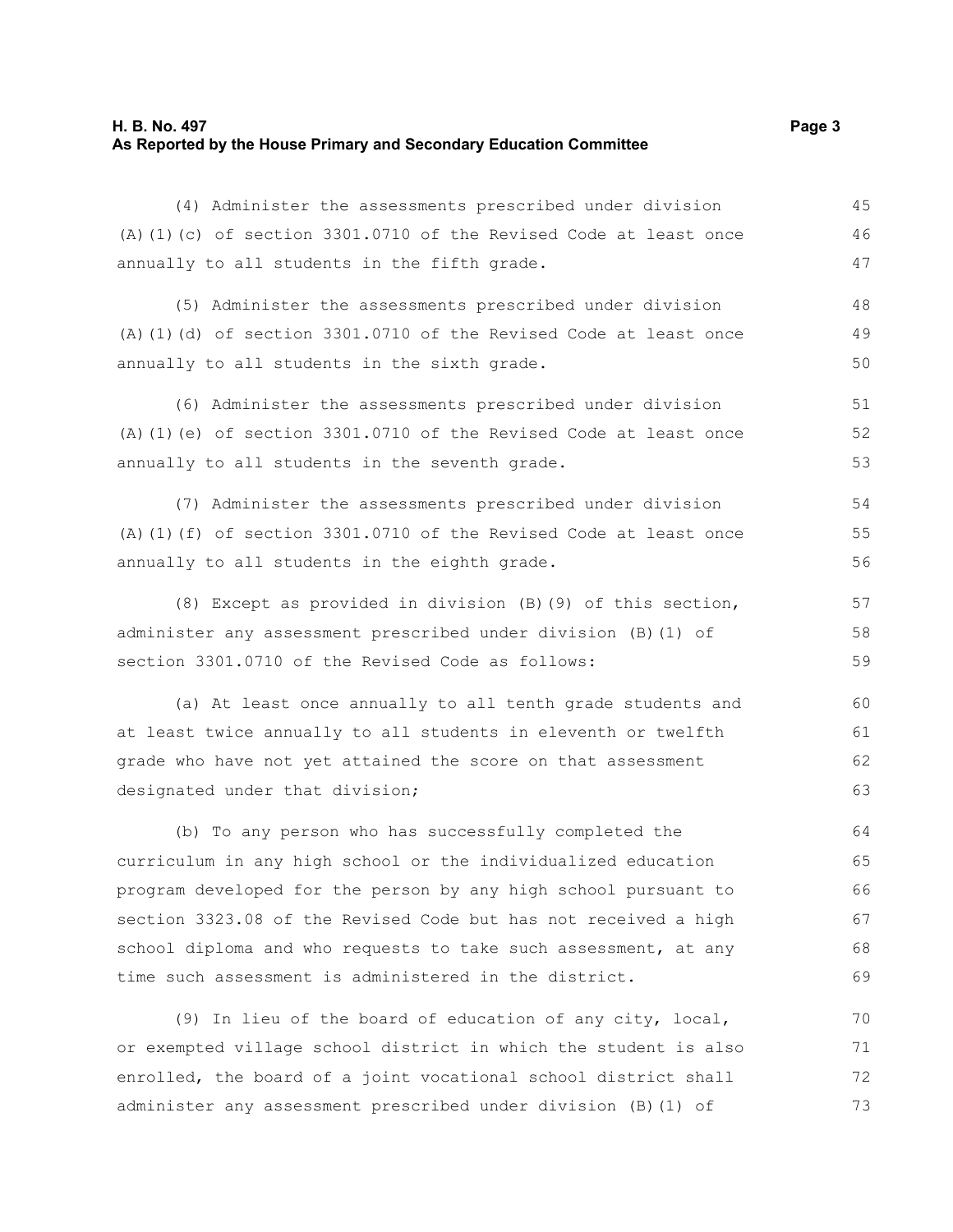(4) Administer the assessments prescribed under division (A)(1)(c) of section 3301.0710 of the Revised Code at least once annually to all students in the fifth grade.

(5) Administer the assessments prescribed under division (A)(1)(d) of section 3301.0710 of the Revised Code at least once annually to all students in the sixth grade.

(6) Administer the assessments prescribed under division (A)(1)(e) of section 3301.0710 of the Revised Code at least once annually to all students in the seventh grade.

(7) Administer the assessments prescribed under division (A)(1)(f) of section 3301.0710 of the Revised Code at least once annually to all students in the eighth grade.

(8) Except as provided in division (B)(9) of this section, administer any assessment prescribed under division (B)(1) of section 3301.0710 of the Revised Code as follows:

(a) At least once annually to all tenth grade students and at least twice annually to all students in eleventh or twelfth grade who have not yet attained the score on that assessment designated under that division;

(b) To any person who has successfully completed the curriculum in any high school or the individualized education program developed for the person by any high school pursuant to section 3323.08 of the Revised Code but has not received a high school diploma and who requests to take such assessment, at any time such assessment is administered in the district.

(9) In lieu of the board of education of any city, local, or exempted village school district in which the student is also enrolled, the board of a joint vocational school district shall administer any assessment prescribed under division (B)(1) of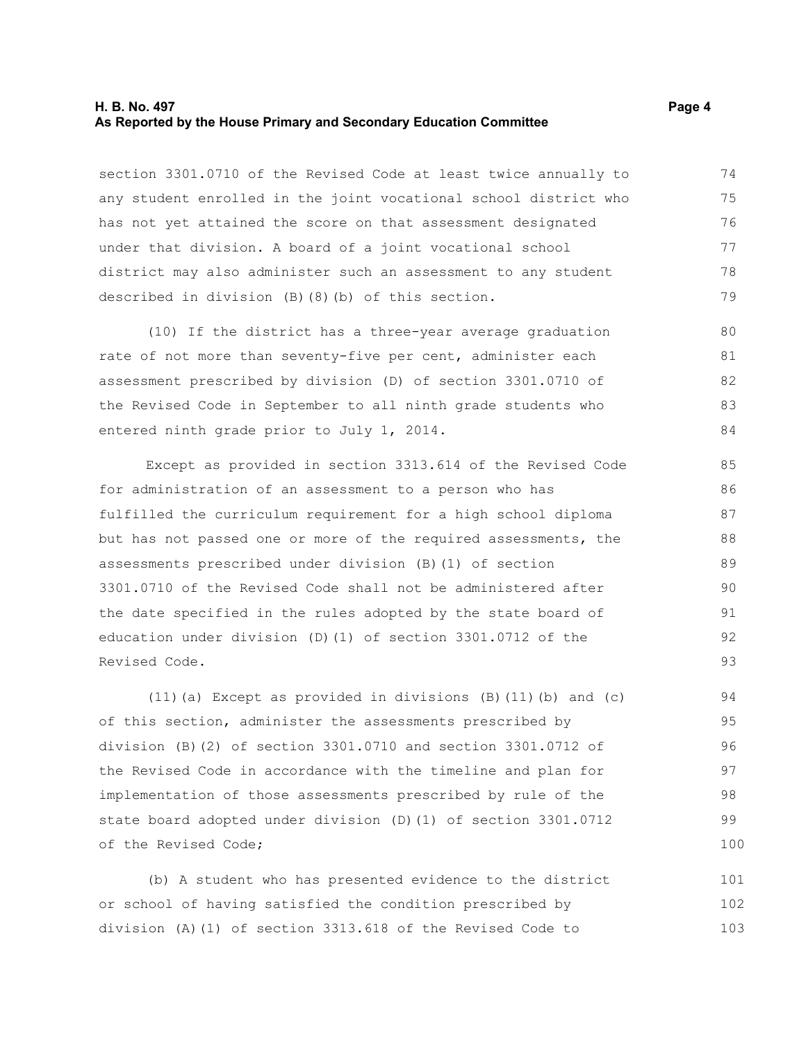section 3301.0710 of the Revised Code at least twice annually to any student enrolled in the joint vocational school district who has not yet attained the score on that assessment designated under that division. A board of a joint vocational school district may also administer such an assessment to any student described in division (B)(8)(b) of this section.

(10) If the district has a three-year average graduation rate of not more than seventy-five per cent, administer each assessment prescribed by division (D) of section 3301.0710 of the Revised Code in September to all ninth grade students who entered ninth grade prior to July 1, 2014.

Except as provided in section 3313.614 of the Revised Code for administration of an assessment to a person who has fulfilled the curriculum requirement for a high school diploma but has not passed one or more of the required assessments, the assessments prescribed under division (B)(1) of section 3301.0710 of the Revised Code shall not be administered after the date specified in the rules adopted by the state board of education under division (D)(1) of section 3301.0712 of the Revised Code.

(11)(a) Except as provided in divisions (B)(11)(b) and (c) of this section, administer the assessments prescribed by division (B)(2) of section 3301.0710 and section 3301.0712 of the Revised Code in accordance with the timeline and plan for implementation of those assessments prescribed by rule of the state board adopted under division (D)(1) of section 3301.0712 of the Revised Code;

(b) A student who has presented evidence to the district or school of having satisfied the condition prescribed by division (A)(1) of section 3313.618 of the Revised Code to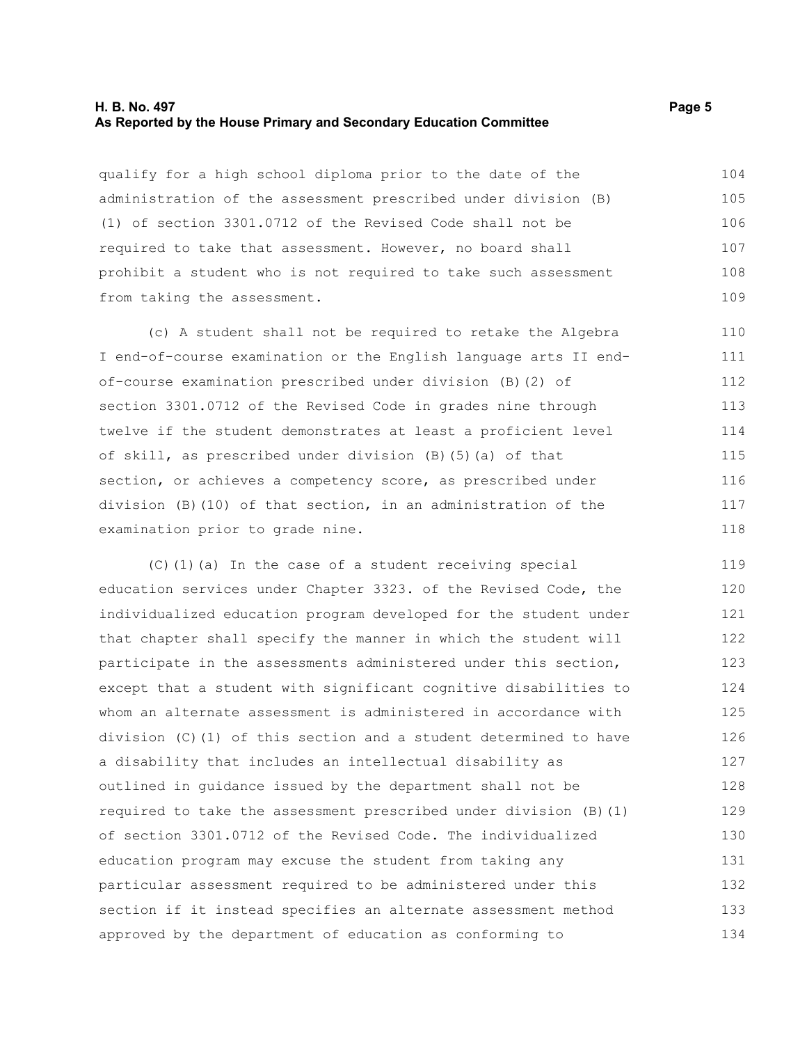qualify for a high school diploma prior to the date of the administration of the assessment prescribed under division (B)(1) of section 3301.0712 of the Revised Code shall not be required to take that assessment. However, no board shall prohibit a student who is not required to take such assessment from taking the assessment.

(c) A student shall not be required to retake the Algebra I end-of-course examination or the English language arts II end-of-course examination prescribed under division (B)(2) of section 3301.0712 of the Revised Code in grades nine through twelve if the student demonstrates at least a proficient level of skill, as prescribed under division (B)(5)(a) of that section, or achieves a competency score, as prescribed under division (B)(10) of that section, in an administration of the examination prior to grade nine.

(C)(1)(a) In the case of a student receiving special education services under Chapter 3323. of the Revised Code, the individualized education program developed for the student under that chapter shall specify the manner in which the student will participate in the assessments administered under this section, except that a student with significant cognitive disabilities to whom an alternate assessment is administered in accordance with division (C)(1) of this section and a student determined to have a disability that includes an intellectual disability as outlined in guidance issued by the department shall not be required to take the assessment prescribed under division (B)(1) of section 3301.0712 of the Revised Code. The individualized education program may excuse the student from taking any particular assessment required to be administered under this section if it instead specifies an alternate assessment method approved by the department of education as conforming to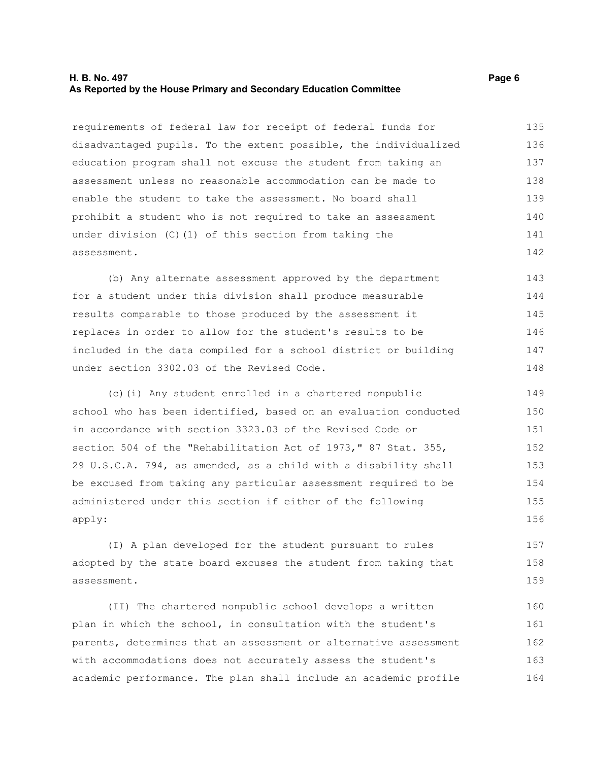requirements of federal law for receipt of federal funds for disadvantaged pupils. To the extent possible, the individualized education program shall not excuse the student from taking an assessment unless no reasonable accommodation can be made to enable the student to take the assessment. No board shall prohibit a student who is not required to take an assessment under division (C)(1) of this section from taking the assessment.

(b) Any alternate assessment approved by the department for a student under this division shall produce measurable results comparable to those produced by the assessment it replaces in order to allow for the student's results to be included in the data compiled for a school district or building under section 3302.03 of the Revised Code.

(c)(i) Any student enrolled in a chartered nonpublic school who has been identified, based on an evaluation conducted in accordance with section 3323.03 of the Revised Code or section 504 of the "Rehabilitation Act of 1973," 87 Stat. 355, 29 U.S.C.A. 794, as amended, as a child with a disability shall be excused from taking any particular assessment required to be administered under this section if either of the following apply:

(I) A plan developed for the student pursuant to rules adopted by the state board excuses the student from taking that assessment.

(II) The chartered nonpublic school develops a written plan in which the school, in consultation with the student's parents, determines that an assessment or alternative assessment with accommodations does not accurately assess the student's academic performance. The plan shall include an academic profile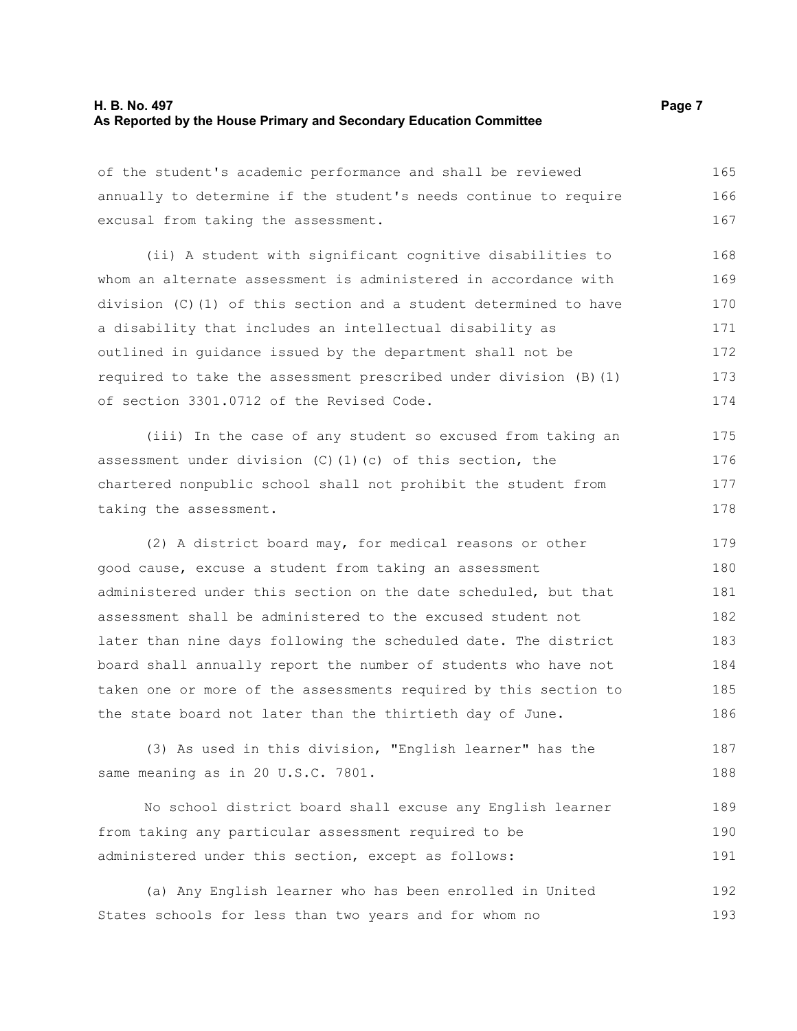of the student's academic performance and shall be reviewed annually to determine if the student's needs continue to require excusal from taking the assessment.

(ii) A student with significant cognitive disabilities to whom an alternate assessment is administered in accordance with division (C)(1) of this section and a student determined to have a disability that includes an intellectual disability as outlined in guidance issued by the department shall not be required to take the assessment prescribed under division (B)(1) of section 3301.0712 of the Revised Code.

(iii) In the case of any student so excused from taking an assessment under division (C)(1)(c) of this section, the chartered nonpublic school shall not prohibit the student from taking the assessment.

(2) A district board may, for medical reasons or other good cause, excuse a student from taking an assessment administered under this section on the date scheduled, but that assessment shall be administered to the excused student not later than nine days following the scheduled date. The district board shall annually report the number of students who have not taken one or more of the assessments required by this section to the state board not later than the thirtieth day of June.

(3) As used in this division, "English learner" has the same meaning as in 20 U.S.C. 7801.

No school district board shall excuse any English learner from taking any particular assessment required to be administered under this section, except as follows:

(a) Any English learner who has been enrolled in United States schools for less than two years and for whom no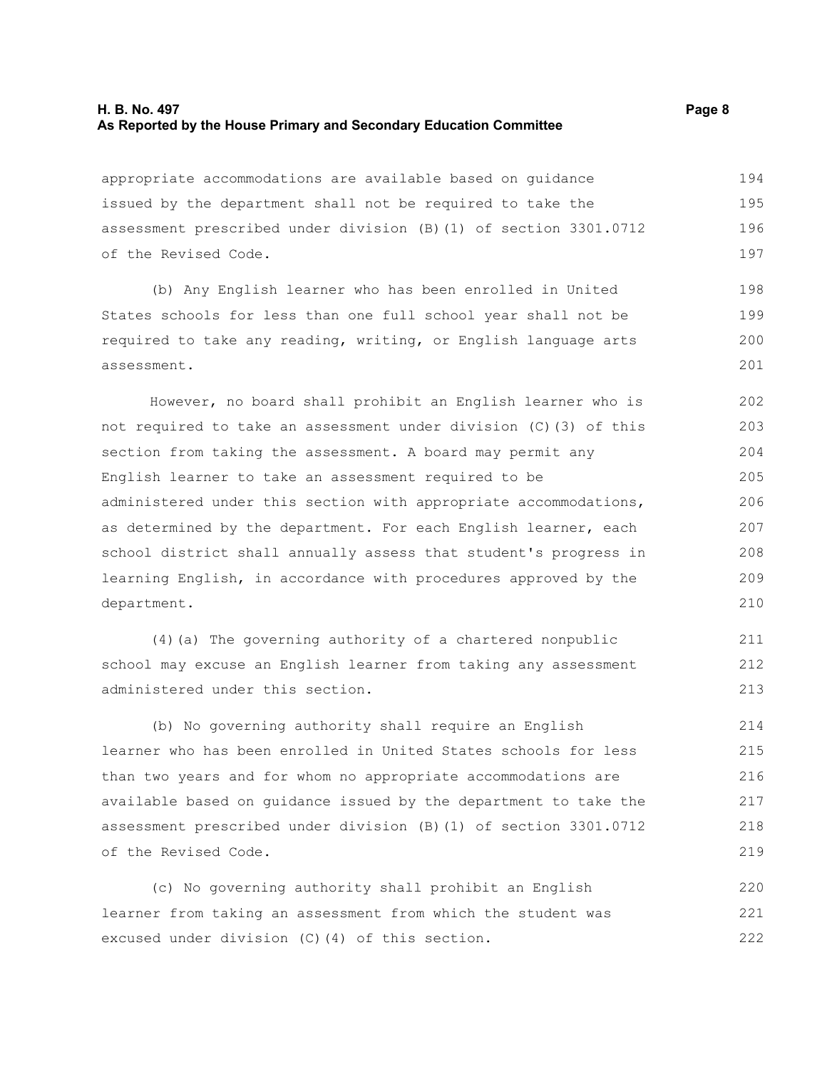appropriate accommodations are available based on guidance issued by the department shall not be required to take the assessment prescribed under division (B)(1) of section 3301.0712 of the Revised Code.

(b) Any English learner who has been enrolled in United States schools for less than one full school year shall not be required to take any reading, writing, or English language arts assessment.

However, no board shall prohibit an English learner who is not required to take an assessment under division (C)(3) of this section from taking the assessment. A board may permit any English learner to take an assessment required to be administered under this section with appropriate accommodations, as determined by the department. For each English learner, each school district shall annually assess that student's progress in learning English, in accordance with procedures approved by the department.

(4)(a) The governing authority of a chartered nonpublic school may excuse an English learner from taking any assessment administered under this section.

(b) No governing authority shall require an English learner who has been enrolled in United States schools for less than two years and for whom no appropriate accommodations are available based on guidance issued by the department to take the assessment prescribed under division (B)(1) of section 3301.0712 of the Revised Code.

(c) No governing authority shall prohibit an English learner from taking an assessment from which the student was excused under division (C)(4) of this section.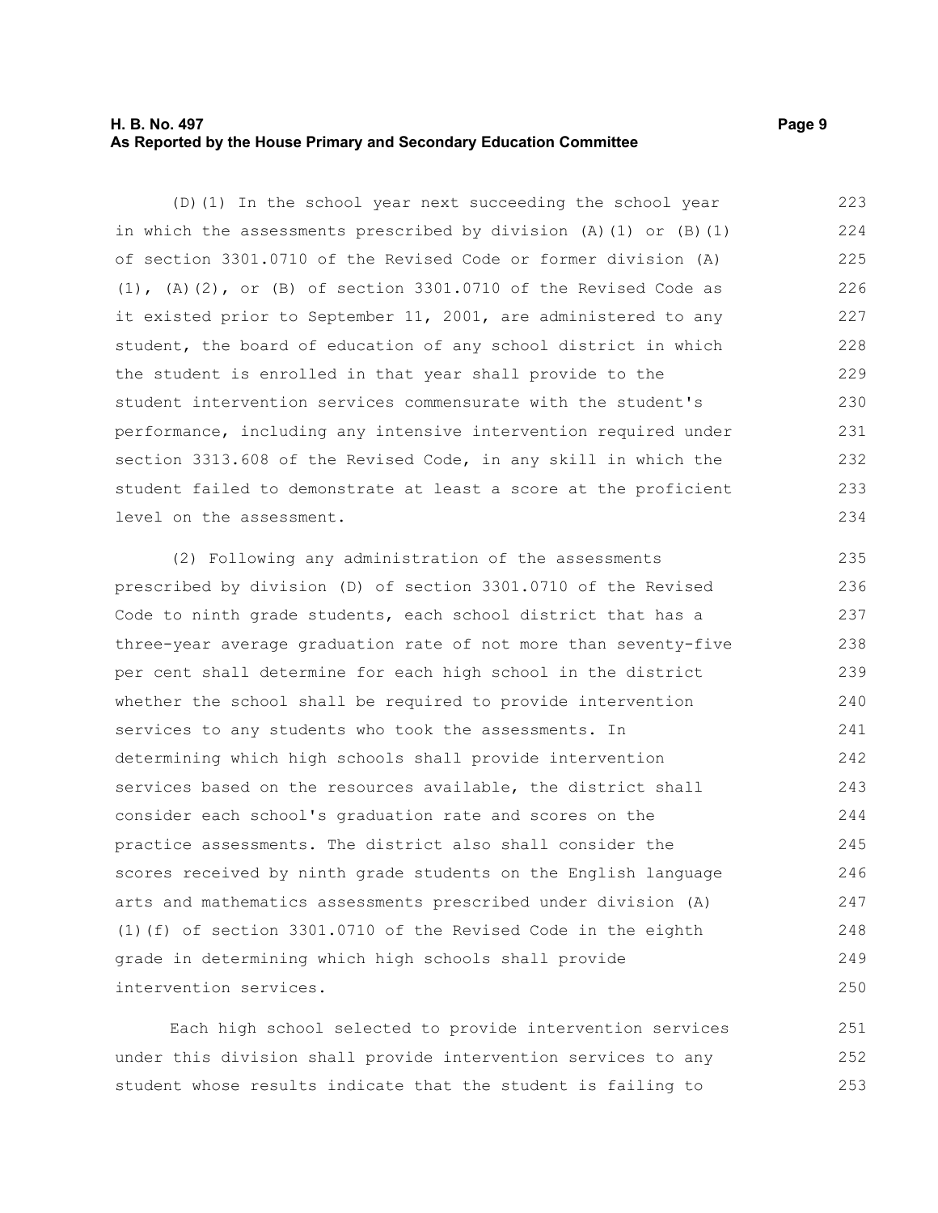(D)(1) In the school year next succeeding the school year in which the assessments prescribed by division (A)(1) or (B)(1) of section 3301.0710 of the Revised Code or former division (A)(1), (A)(2), or (B) of section 3301.0710 of the Revised Code as it existed prior to September 11, 2001, are administered to any student, the board of education of any school district in which the student is enrolled in that year shall provide to the student intervention services commensurate with the student's performance, including any intensive intervention required under section 3313.608 of the Revised Code, in any skill in which the student failed to demonstrate at least a score at the proficient level on the assessment.

(2) Following any administration of the assessments prescribed by division (D) of section 3301.0710 of the Revised Code to ninth grade students, each school district that has a three-year average graduation rate of not more than seventy-five per cent shall determine for each high school in the district whether the school shall be required to provide intervention services to any students who took the assessments. In determining which high schools shall provide intervention services based on the resources available, the district shall consider each school's graduation rate and scores on the practice assessments. The district also shall consider the scores received by ninth grade students on the English language arts and mathematics assessments prescribed under division (A)(1)(f) of section 3301.0710 of the Revised Code in the eighth grade in determining which high schools shall provide intervention services.

Each high school selected to provide intervention services under this division shall provide intervention services to any student whose results indicate that the student is failing to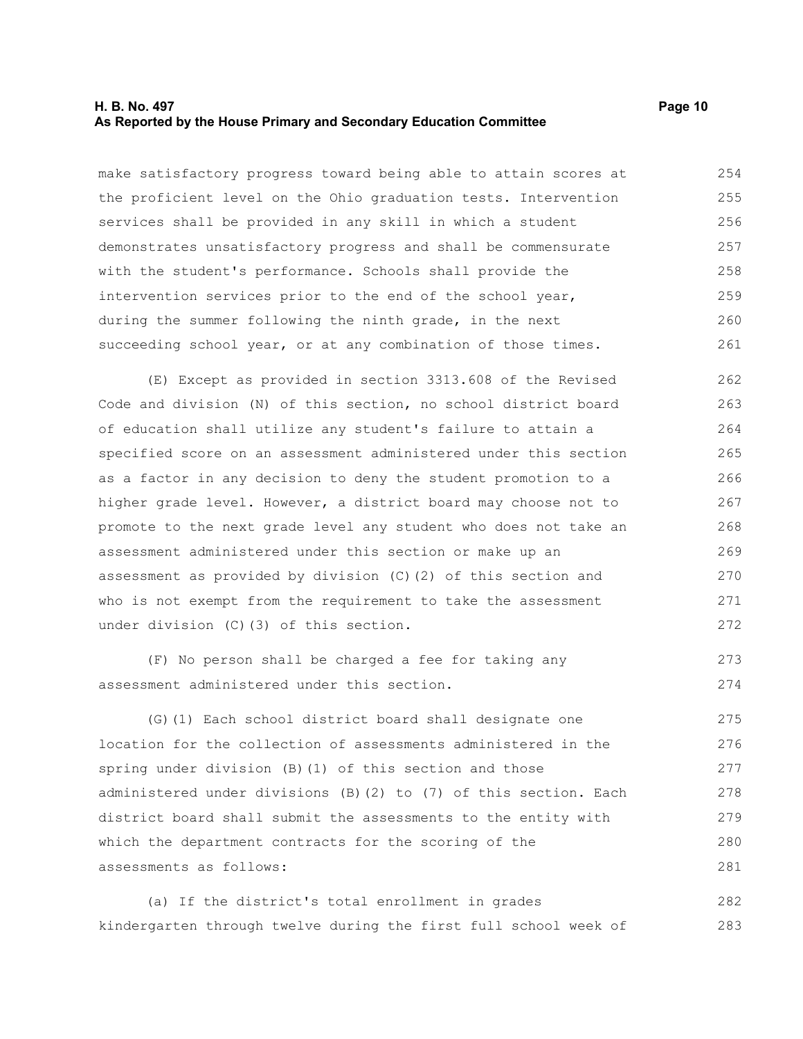make satisfactory progress toward being able to attain scores at the proficient level on the Ohio graduation tests. Intervention services shall be provided in any skill in which a student demonstrates unsatisfactory progress and shall be commensurate with the student's performance. Schools shall provide the intervention services prior to the end of the school year, during the summer following the ninth grade, in the next succeeding school year, or at any combination of those times.

(E) Except as provided in section 3313.608 of the Revised Code and division (N) of this section, no school district board of education shall utilize any student's failure to attain a specified score on an assessment administered under this section as a factor in any decision to deny the student promotion to a higher grade level. However, a district board may choose not to promote to the next grade level any student who does not take an assessment administered under this section or make up an assessment as provided by division (C)(2) of this section and who is not exempt from the requirement to take the assessment under division (C)(3) of this section.

(F) No person shall be charged a fee for taking any assessment administered under this section.

(G)(1) Each school district board shall designate one location for the collection of assessments administered in the spring under division (B)(1) of this section and those administered under divisions (B)(2) to (7) of this section. Each district board shall submit the assessments to the entity with which the department contracts for the scoring of the assessments as follows:

(a) If the district's total enrollment in grades kindergarten through twelve during the first full school week of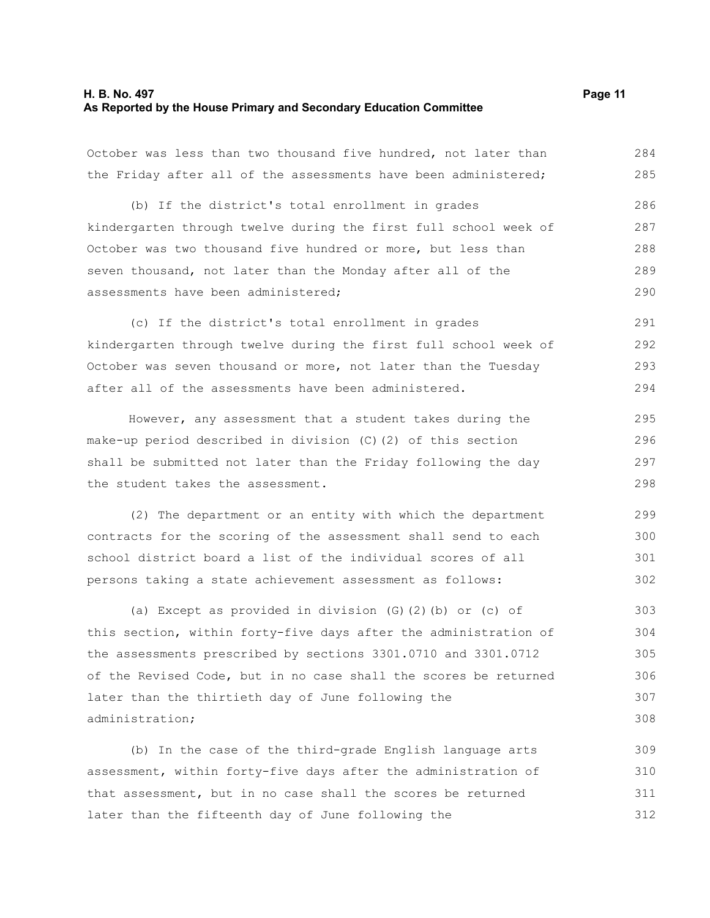October was less than two thousand five hundred, not later than the Friday after all of the assessments have been administered;

(b) If the district's total enrollment in grades kindergarten through twelve during the first full school week of October was two thousand five hundred or more, but less than seven thousand, not later than the Monday after all of the assessments have been administered;

(c) If the district's total enrollment in grades kindergarten through twelve during the first full school week of October was seven thousand or more, not later than the Tuesday after all of the assessments have been administered.

However, any assessment that a student takes during the make-up period described in division (C)(2) of this section shall be submitted not later than the Friday following the day the student takes the assessment.

(2) The department or an entity with which the department contracts for the scoring of the assessment shall send to each school district board a list of the individual scores of all persons taking a state achievement assessment as follows:

(a) Except as provided in division (G)(2)(b) or (c) of this section, within forty-five days after the administration of the assessments prescribed by sections 3301.0710 and 3301.0712 of the Revised Code, but in no case shall the scores be returned later than the thirtieth day of June following the administration;

(b) In the case of the third-grade English language arts assessment, within forty-five days after the administration of that assessment, but in no case shall the scores be returned later than the fifteenth day of June following the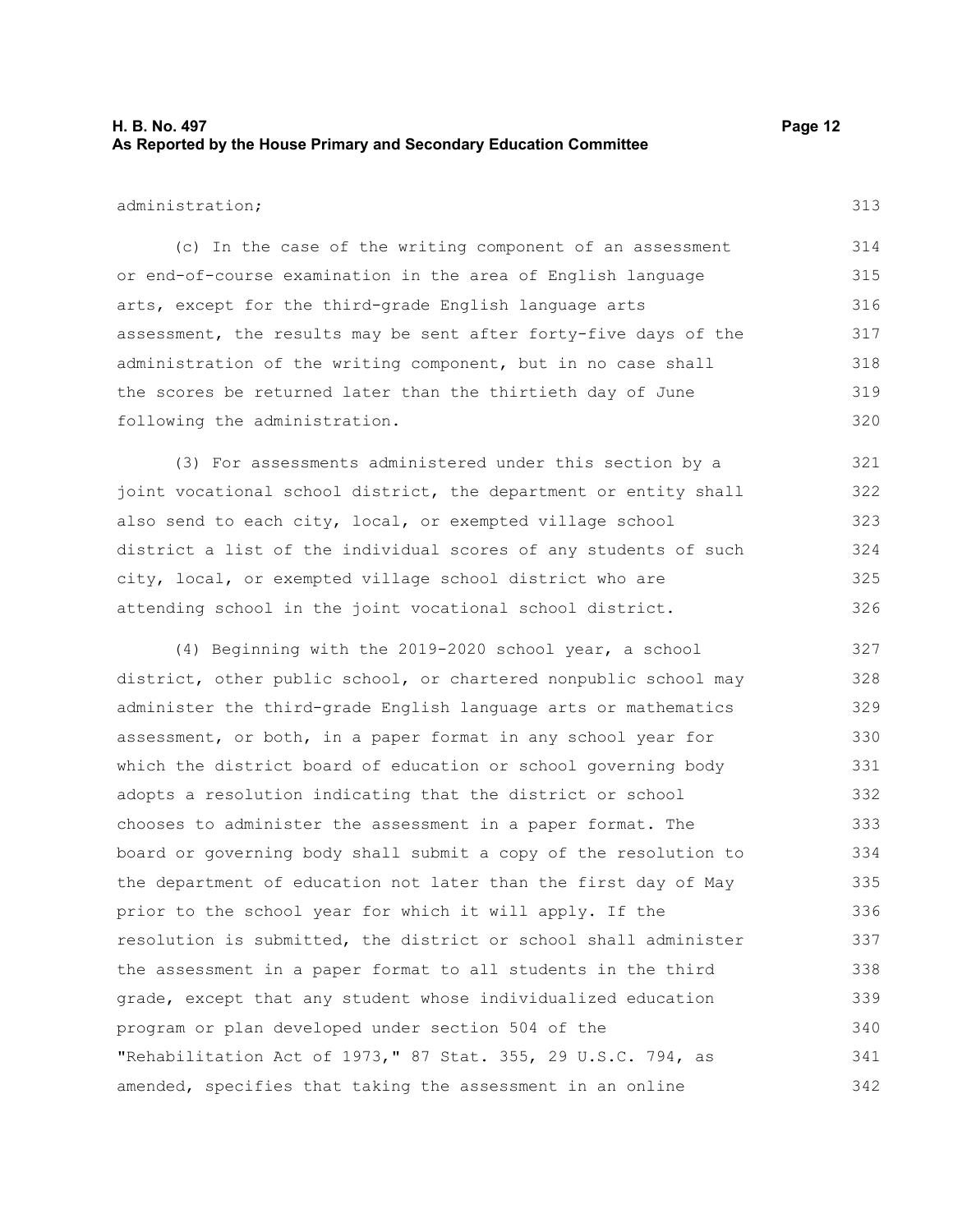administration;

(c) In the case of the writing component of an assessment or end-of-course examination in the area of English language arts, except for the third-grade English language arts assessment, the results may be sent after forty-five days of the administration of the writing component, but in no case shall the scores be returned later than the thirtieth day of June following the administration.

(3) For assessments administered under this section by a joint vocational school district, the department or entity shall also send to each city, local, or exempted village school district a list of the individual scores of any students of such city, local, or exempted village school district who are attending school in the joint vocational school district.

(4) Beginning with the 2019-2020 school year, a school district, other public school, or chartered nonpublic school may administer the third-grade English language arts or mathematics assessment, or both, in a paper format in any school year for which the district board of education or school governing body adopts a resolution indicating that the district or school chooses to administer the assessment in a paper format. The board or governing body shall submit a copy of the resolution to the department of education not later than the first day of May prior to the school year for which it will apply. If the resolution is submitted, the district or school shall administer the assessment in a paper format to all students in the third grade, except that any student whose individualized education program or plan developed under section 504 of the "Rehabilitation Act of 1973," 87 Stat. 355, 29 U.S.C. 794, as amended, specifies that taking the assessment in an online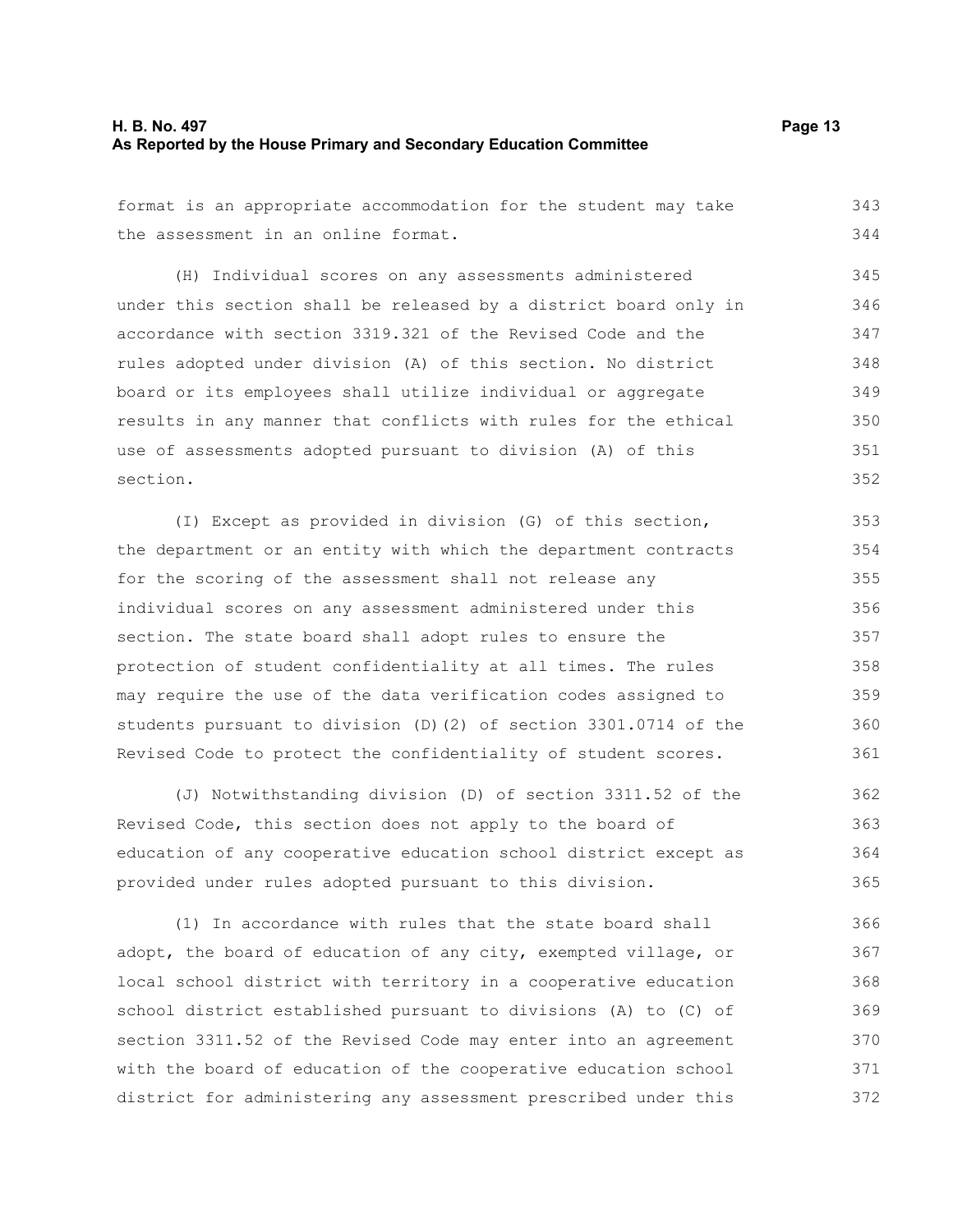format is an appropriate accommodation for the student may take the assessment in an online format.

(H) Individual scores on any assessments administered under this section shall be released by a district board only in accordance with section 3319.321 of the Revised Code and the rules adopted under division (A) of this section. No district board or its employees shall utilize individual or aggregate results in any manner that conflicts with rules for the ethical use of assessments adopted pursuant to division (A) of this section.

(I) Except as provided in division (G) of this section, the department or an entity with which the department contracts for the scoring of the assessment shall not release any individual scores on any assessment administered under this section. The state board shall adopt rules to ensure the protection of student confidentiality at all times. The rules may require the use of the data verification codes assigned to students pursuant to division (D)(2) of section 3301.0714 of the Revised Code to protect the confidentiality of student scores.

(J) Notwithstanding division (D) of section 3311.52 of the Revised Code, this section does not apply to the board of education of any cooperative education school district except as provided under rules adopted pursuant to this division.

(1) In accordance with rules that the state board shall adopt, the board of education of any city, exempted village, or local school district with territory in a cooperative education school district established pursuant to divisions (A) to (C) of section 3311.52 of the Revised Code may enter into an agreement with the board of education of the cooperative education school district for administering any assessment prescribed under this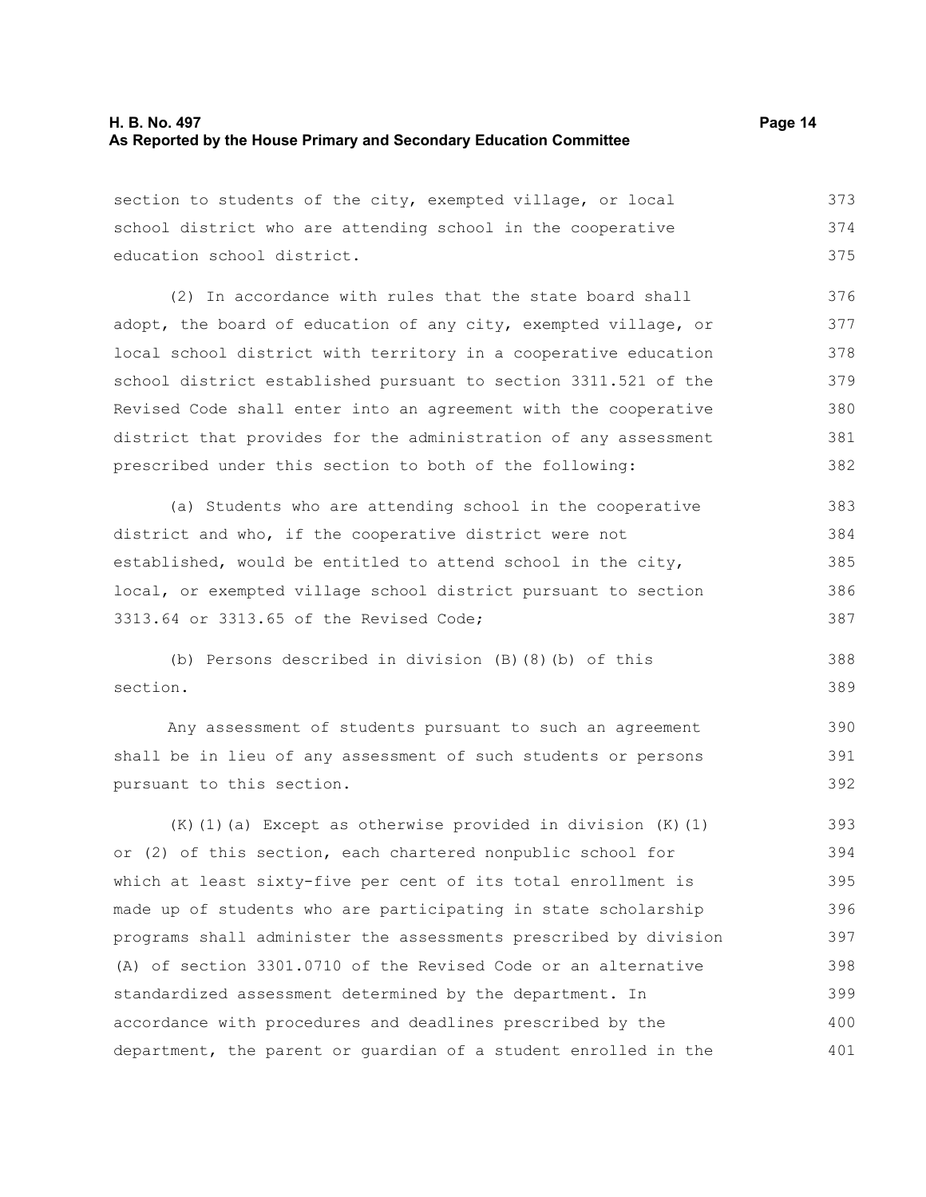section to students of the city, exempted village, or local school district who are attending school in the cooperative education school district.

(2) In accordance with rules that the state board shall adopt, the board of education of any city, exempted village, or local school district with territory in a cooperative education school district established pursuant to section 3311.521 of the Revised Code shall enter into an agreement with the cooperative district that provides for the administration of any assessment prescribed under this section to both of the following:

(a) Students who are attending school in the cooperative district and who, if the cooperative district were not established, would be entitled to attend school in the city, local, or exempted village school district pursuant to section 3313.64 or 3313.65 of the Revised Code;

(b) Persons described in division (B)(8)(b) of this section.

Any assessment of students pursuant to such an agreement shall be in lieu of any assessment of such students or persons pursuant to this section.

(K)(1)(a) Except as otherwise provided in division (K)(1) or (2) of this section, each chartered nonpublic school for which at least sixty-five per cent of its total enrollment is made up of students who are participating in state scholarship programs shall administer the assessments prescribed by division (A) of section 3301.0710 of the Revised Code or an alternative standardized assessment determined by the department. In accordance with procedures and deadlines prescribed by the department, the parent or guardian of a student enrolled in the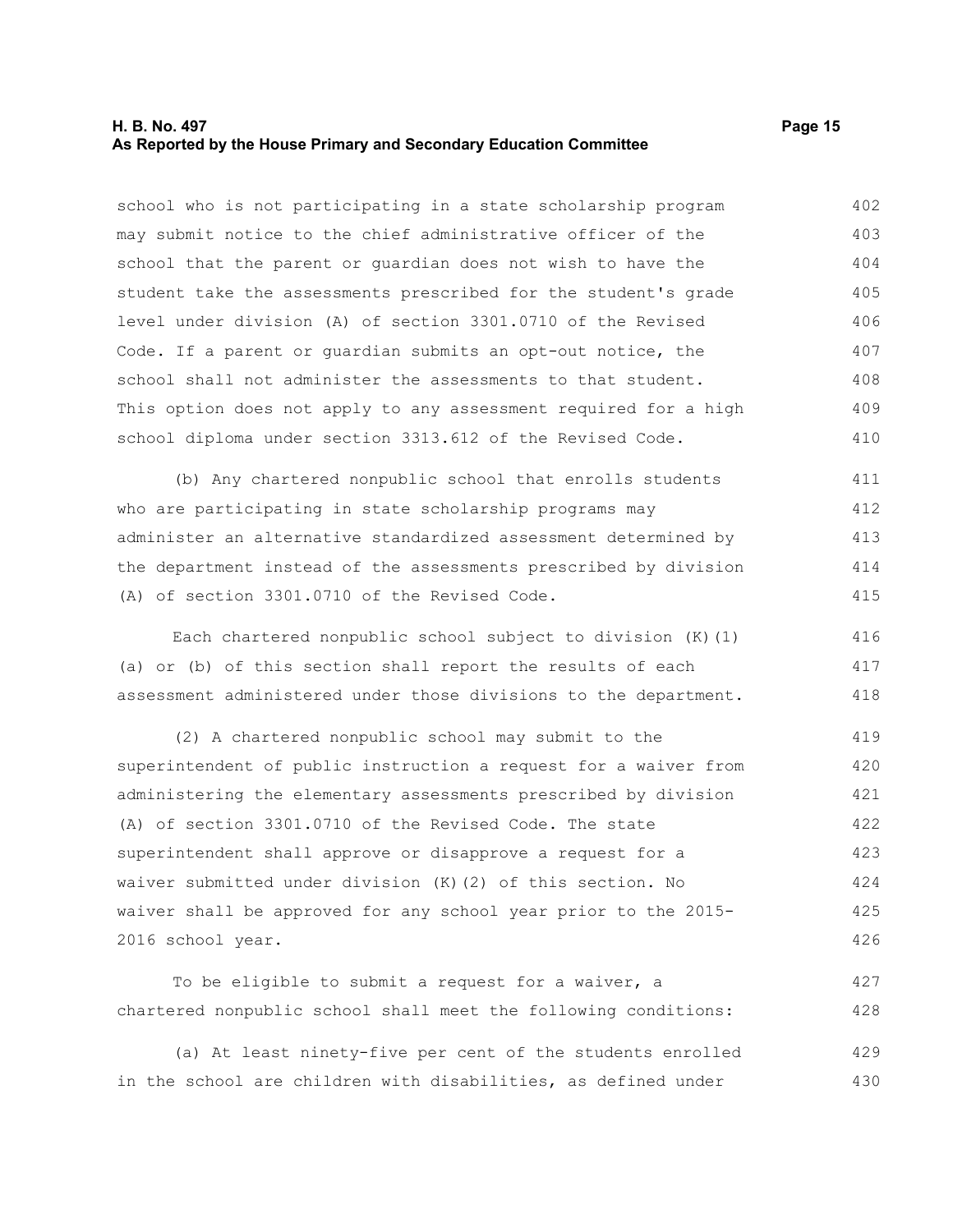school who is not participating in a state scholarship program may submit notice to the chief administrative officer of the school that the parent or guardian does not wish to have the student take the assessments prescribed for the student's grade level under division (A) of section 3301.0710 of the Revised Code. If a parent or guardian submits an opt-out notice, the school shall not administer the assessments to that student. This option does not apply to any assessment required for a high school diploma under section 3313.612 of the Revised Code.

(b) Any chartered nonpublic school that enrolls students who are participating in state scholarship programs may administer an alternative standardized assessment determined by the department instead of the assessments prescribed by division (A) of section 3301.0710 of the Revised Code.

Each chartered nonpublic school subject to division (K)(1)(a) or (b) of this section shall report the results of each assessment administered under those divisions to the department.

(2) A chartered nonpublic school may submit to the superintendent of public instruction a request for a waiver from administering the elementary assessments prescribed by division (A) of section 3301.0710 of the Revised Code. The state superintendent shall approve or disapprove a request for a waiver submitted under division (K)(2) of this section. No waiver shall be approved for any school year prior to the 2015-2016 school year.

To be eligible to submit a request for a waiver, a chartered nonpublic school shall meet the following conditions:

(a) At least ninety-five per cent of the students enrolled in the school are children with disabilities, as defined under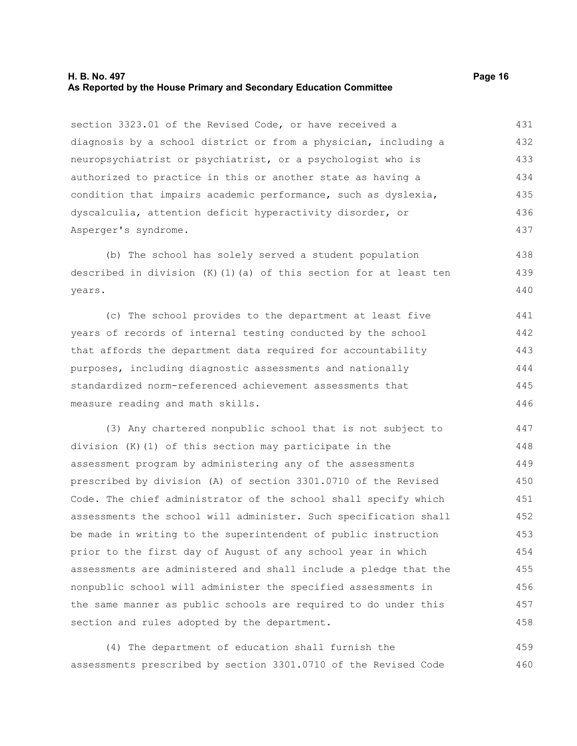section 3323.01 of the Revised Code, or have received a diagnosis by a school district or from a physician, including a neuropsychiatrist or psychiatrist, or a psychologist who is authorized to practice in this or another state as having a condition that impairs academic performance, such as dyslexia, dyscalculia, attention deficit hyperactivity disorder, or Asperger's syndrome.

(b) The school has solely served a student population described in division (K)(1)(a) of this section for at least ten years.

(c) The school provides to the department at least five years of records of internal testing conducted by the school that affords the department data required for accountability purposes, including diagnostic assessments and nationally standardized norm-referenced achievement assessments that measure reading and math skills.

(3) Any chartered nonpublic school that is not subject to division (K)(1) of this section may participate in the assessment program by administering any of the assessments prescribed by division (A) of section 3301.0710 of the Revised Code. The chief administrator of the school shall specify which assessments the school will administer. Such specification shall be made in writing to the superintendent of public instruction prior to the first day of August of any school year in which assessments are administered and shall include a pledge that the nonpublic school will administer the specified assessments in the same manner as public schools are required to do under this section and rules adopted by the department.

(4) The department of education shall furnish the assessments prescribed by section 3301.0710 of the Revised Code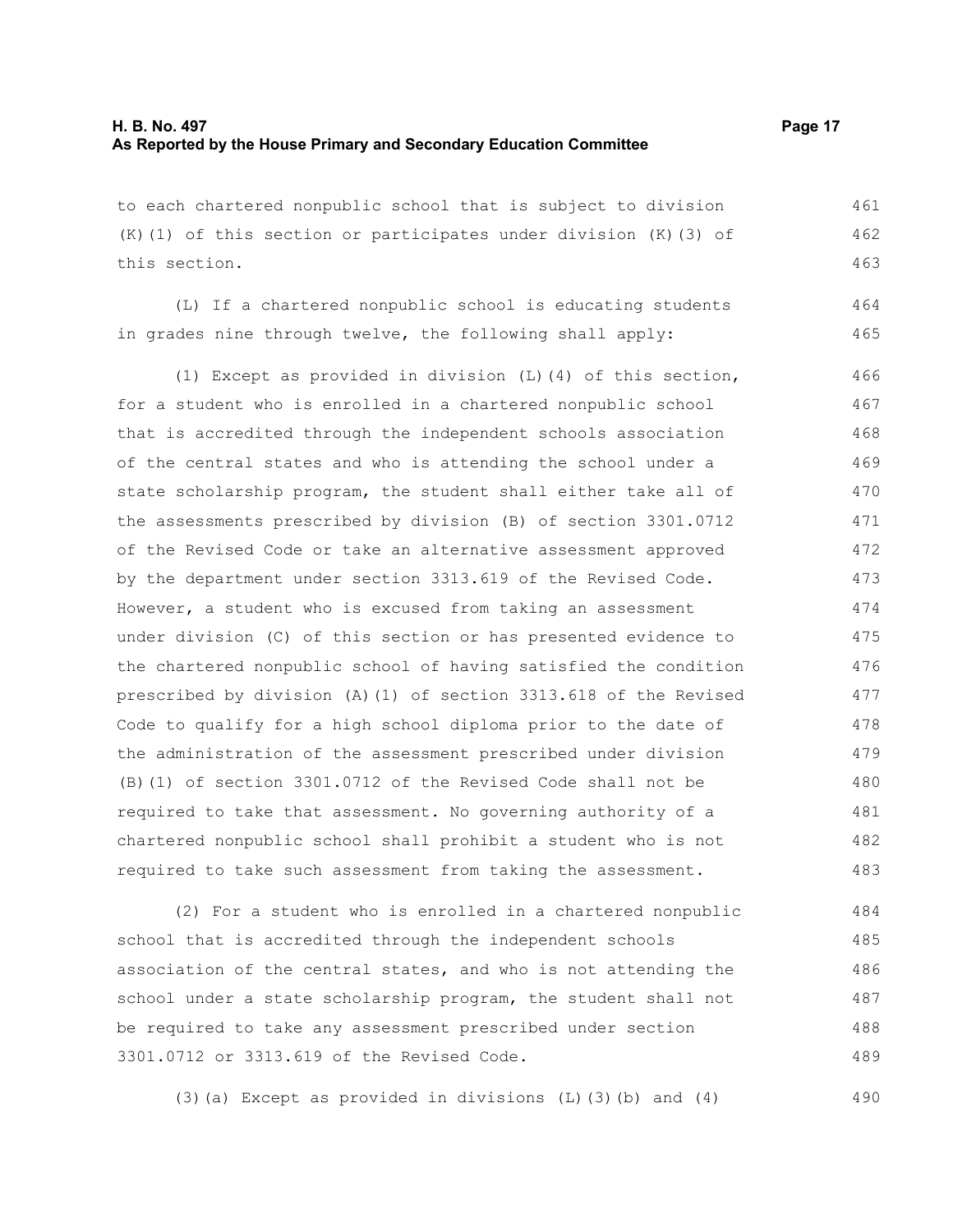to each chartered nonpublic school that is subject to division (K)(1) of this section or participates under division (K)(3) of this section.

(L) If a chartered nonpublic school is educating students in grades nine through twelve, the following shall apply:

(1) Except as provided in division (L)(4) of this section, for a student who is enrolled in a chartered nonpublic school that is accredited through the independent schools association of the central states and who is attending the school under a state scholarship program, the student shall either take all of the assessments prescribed by division (B) of section 3301.0712 of the Revised Code or take an alternative assessment approved by the department under section 3313.619 of the Revised Code. However, a student who is excused from taking an assessment under division (C) of this section or has presented evidence to the chartered nonpublic school of having satisfied the condition prescribed by division (A)(1) of section 3313.618 of the Revised Code to qualify for a high school diploma prior to the date of the administration of the assessment prescribed under division (B)(1) of section 3301.0712 of the Revised Code shall not be required to take that assessment. No governing authority of a chartered nonpublic school shall prohibit a student who is not required to take such assessment from taking the assessment.

(2) For a student who is enrolled in a chartered nonpublic school that is accredited through the independent schools association of the central states, and who is not attending the school under a state scholarship program, the student shall not be required to take any assessment prescribed under section 3301.0712 or 3313.619 of the Revised Code.

(3)(a) Except as provided in divisions (L)(3)(b) and (4)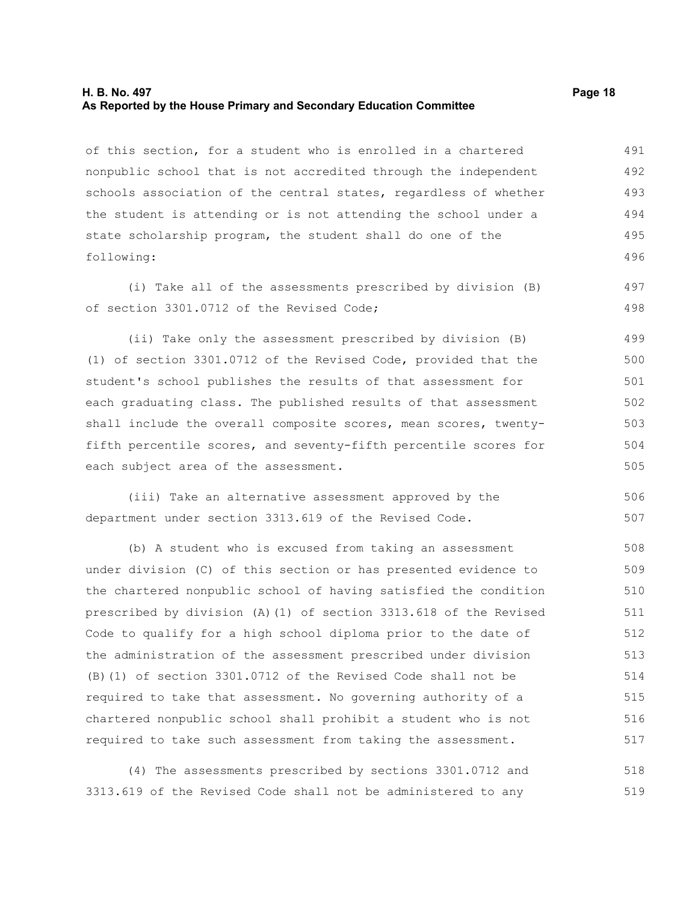of this section, for a student who is enrolled in a chartered nonpublic school that is not accredited through the independent schools association of the central states, regardless of whether the student is attending or is not attending the school under a state scholarship program, the student shall do one of the following:

(i) Take all of the assessments prescribed by division (B) of section 3301.0712 of the Revised Code;

(ii) Take only the assessment prescribed by division (B)(1) of section 3301.0712 of the Revised Code, provided that the student's school publishes the results of that assessment for each graduating class. The published results of that assessment shall include the overall composite scores, mean scores, twenty-fifth percentile scores, and seventy-fifth percentile scores for each subject area of the assessment.

(iii) Take an alternative assessment approved by the department under section 3313.619 of the Revised Code.

(b) A student who is excused from taking an assessment under division (C) of this section or has presented evidence to the chartered nonpublic school of having satisfied the condition prescribed by division (A)(1) of section 3313.618 of the Revised Code to qualify for a high school diploma prior to the date of the administration of the assessment prescribed under division (B)(1) of section 3301.0712 of the Revised Code shall not be required to take that assessment. No governing authority of a chartered nonpublic school shall prohibit a student who is not required to take such assessment from taking the assessment.

(4) The assessments prescribed by sections 3301.0712 and 3313.619 of the Revised Code shall not be administered to any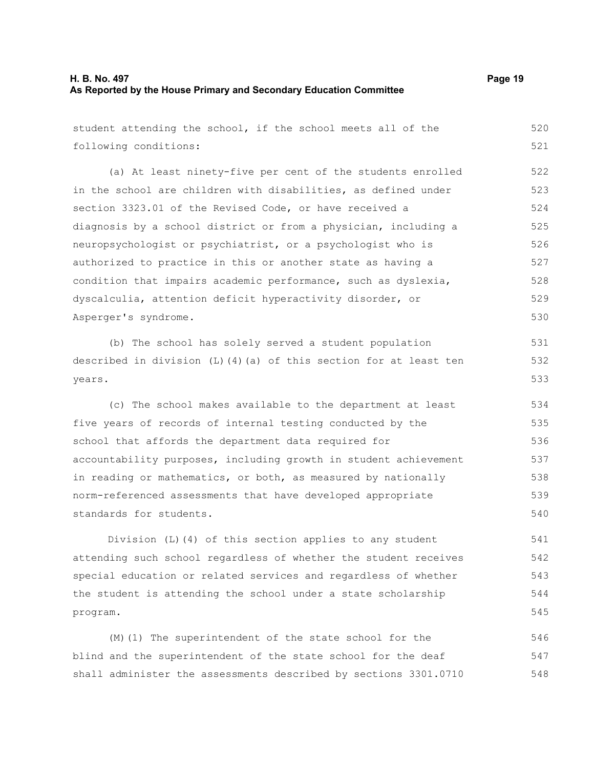student attending the school, if the school meets all of the following conditions:

(a) At least ninety-five per cent of the students enrolled in the school are children with disabilities, as defined under section 3323.01 of the Revised Code, or have received a diagnosis by a school district or from a physician, including a neuropsychologist or psychiatrist, or a psychologist who is authorized to practice in this or another state as having a condition that impairs academic performance, such as dyslexia, dyscalculia, attention deficit hyperactivity disorder, or Asperger's syndrome.

(b) The school has solely served a student population described in division (L)(4)(a) of this section for at least ten years.

(c) The school makes available to the department at least five years of records of internal testing conducted by the school that affords the department data required for accountability purposes, including growth in student achievement in reading or mathematics, or both, as measured by nationally norm-referenced assessments that have developed appropriate standards for students.

Division (L)(4) of this section applies to any student attending such school regardless of whether the student receives special education or related services and regardless of whether the student is attending the school under a state scholarship program.

(M)(1) The superintendent of the state school for the blind and the superintendent of the state school for the deaf shall administer the assessments described by sections 3301.0710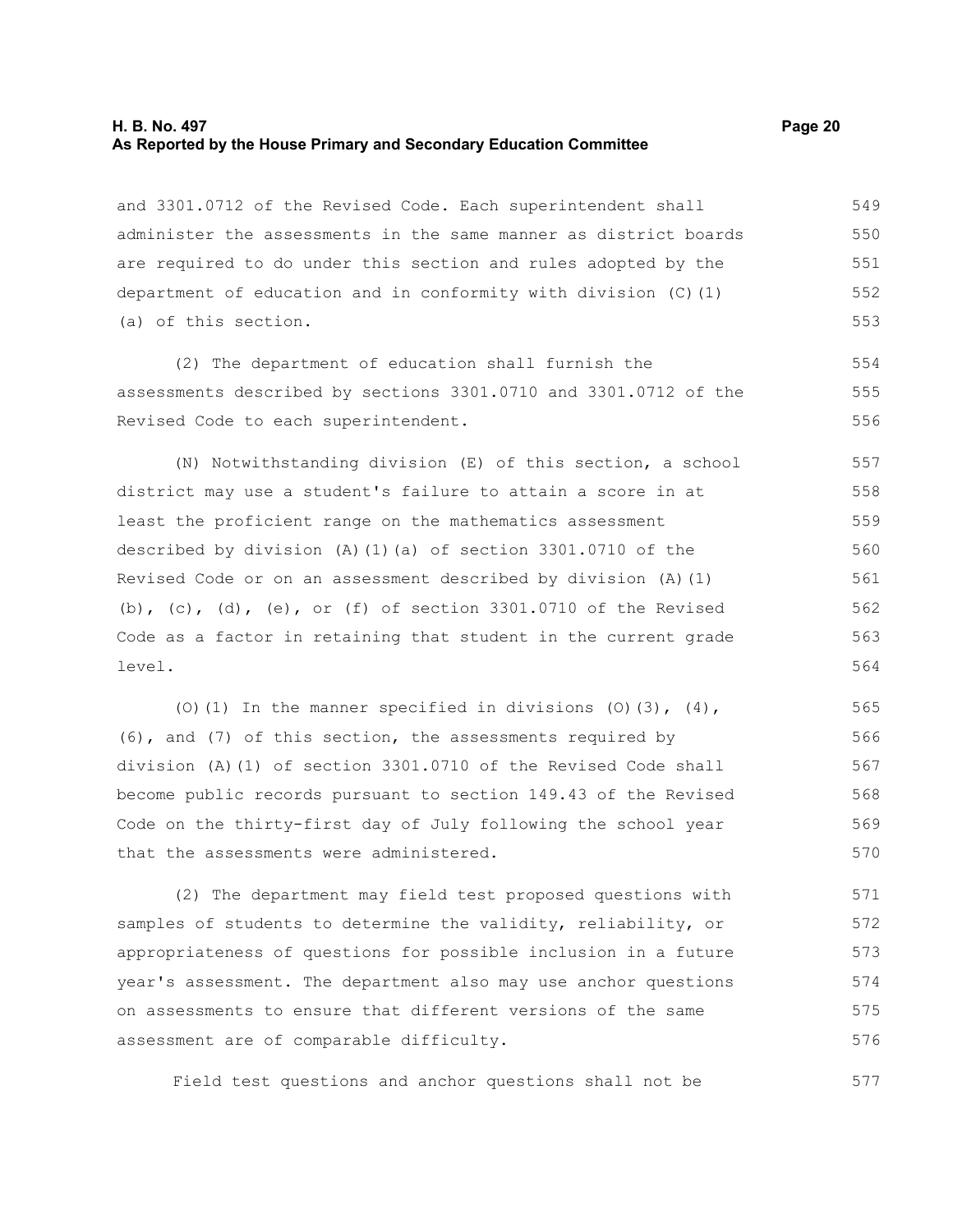and 3301.0712 of the Revised Code. Each superintendent shall administer the assessments in the same manner as district boards are required to do under this section and rules adopted by the department of education and in conformity with division (C)(1)(a) of this section.

(2) The department of education shall furnish the assessments described by sections 3301.0710 and 3301.0712 of the Revised Code to each superintendent.

(N) Notwithstanding division (E) of this section, a school district may use a student's failure to attain a score in at least the proficient range on the mathematics assessment described by division (A)(1)(a) of section 3301.0710 of the Revised Code or on an assessment described by division (A)(1)(b), (c), (d), (e), or (f) of section 3301.0710 of the Revised Code as a factor in retaining that student in the current grade level.

(O)(1) In the manner specified in divisions (O)(3), (4), (6), and (7) of this section, the assessments required by division (A)(1) of section 3301.0710 of the Revised Code shall become public records pursuant to section 149.43 of the Revised Code on the thirty-first day of July following the school year that the assessments were administered.

(2) The department may field test proposed questions with samples of students to determine the validity, reliability, or appropriateness of questions for possible inclusion in a future year's assessment. The department also may use anchor questions on assessments to ensure that different versions of the same assessment are of comparable difficulty.

Field test questions and anchor questions shall not be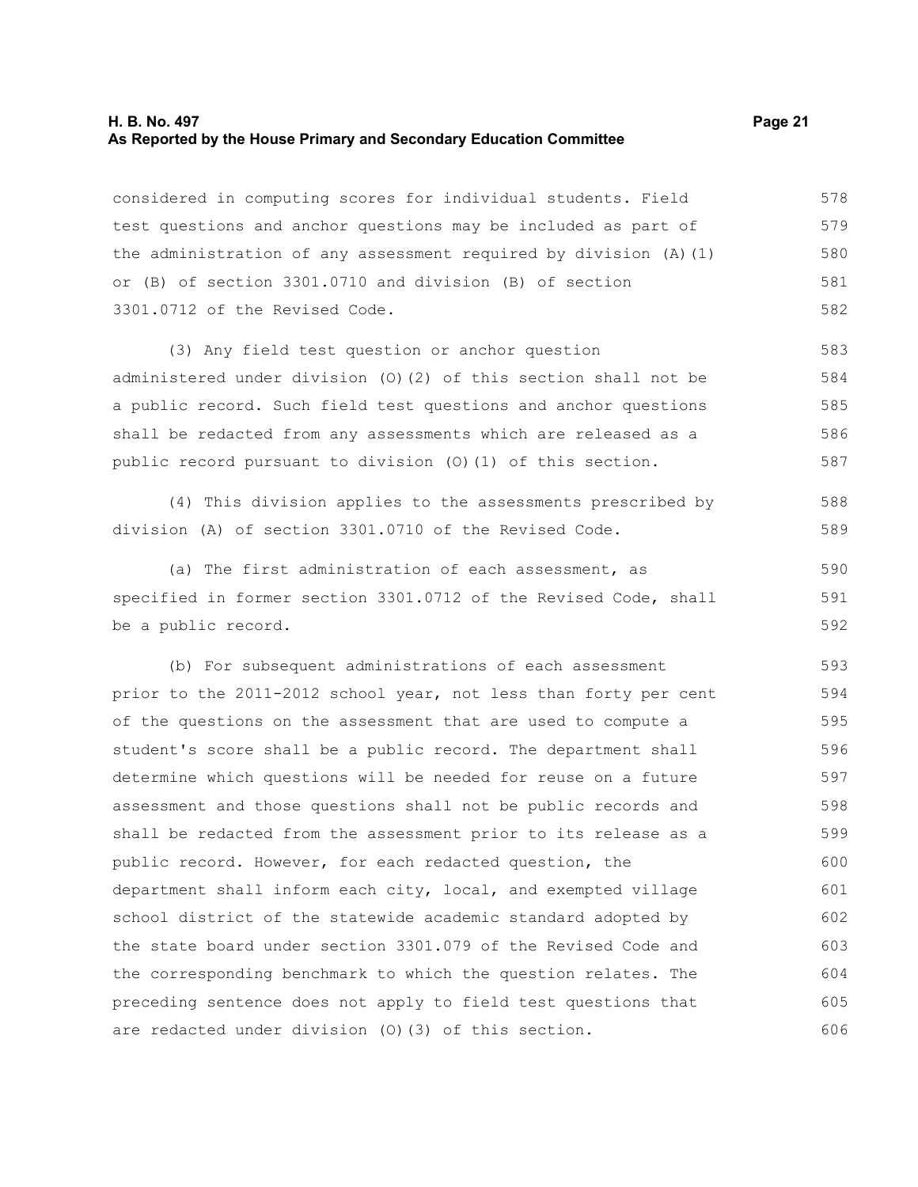considered in computing scores for individual students. Field test questions and anchor questions may be included as part of the administration of any assessment required by division (A)(1) or (B) of section 3301.0710 and division (B) of section 3301.0712 of the Revised Code.

(3) Any field test question or anchor question administered under division (O)(2) of this section shall not be a public record. Such field test questions and anchor questions shall be redacted from any assessments which are released as a public record pursuant to division (O)(1) of this section.

(4) This division applies to the assessments prescribed by division (A) of section 3301.0710 of the Revised Code.

(a) The first administration of each assessment, as specified in former section 3301.0712 of the Revised Code, shall be a public record.

(b) For subsequent administrations of each assessment prior to the 2011-2012 school year, not less than forty per cent of the questions on the assessment that are used to compute a student's score shall be a public record. The department shall determine which questions will be needed for reuse on a future assessment and those questions shall not be public records and shall be redacted from the assessment prior to its release as a public record. However, for each redacted question, the department shall inform each city, local, and exempted village school district of the statewide academic standard adopted by the state board under section 3301.079 of the Revised Code and the corresponding benchmark to which the question relates. The preceding sentence does not apply to field test questions that are redacted under division (O)(3) of this section.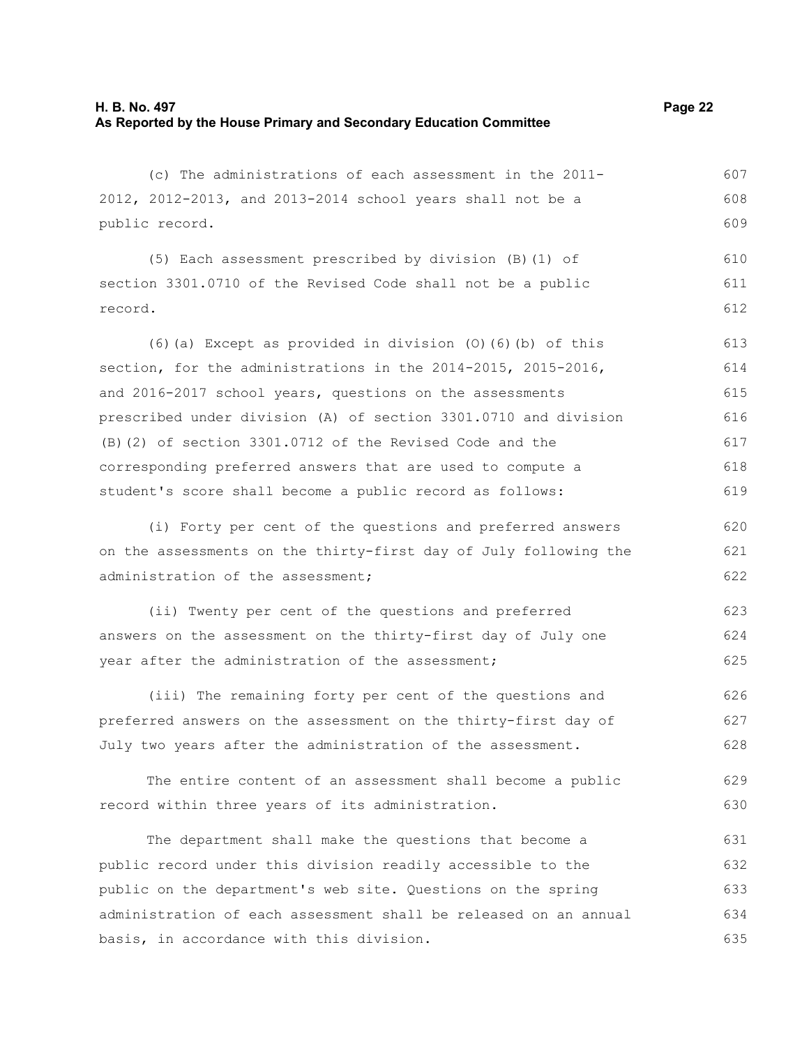(c) The administrations of each assessment in the 2011-2012, 2012-2013, and 2013-2014 school years shall not be a public record.

(5) Each assessment prescribed by division (B)(1) of section 3301.0710 of the Revised Code shall not be a public record.

(6)(a) Except as provided in division (O)(6)(b) of this section, for the administrations in the 2014-2015, 2015-2016, and 2016-2017 school years, questions on the assessments prescribed under division (A) of section 3301.0710 and division (B)(2) of section 3301.0712 of the Revised Code and the corresponding preferred answers that are used to compute a student's score shall become a public record as follows:

(i) Forty per cent of the questions and preferred answers on the assessments on the thirty-first day of July following the administration of the assessment;

(ii) Twenty per cent of the questions and preferred answers on the assessment on the thirty-first day of July one year after the administration of the assessment;

(iii) The remaining forty per cent of the questions and preferred answers on the assessment on the thirty-first day of July two years after the administration of the assessment.

The entire content of an assessment shall become a public record within three years of its administration.

The department shall make the questions that become a public record under this division readily accessible to the public on the department's web site. Questions on the spring administration of each assessment shall be released on an annual basis, in accordance with this division.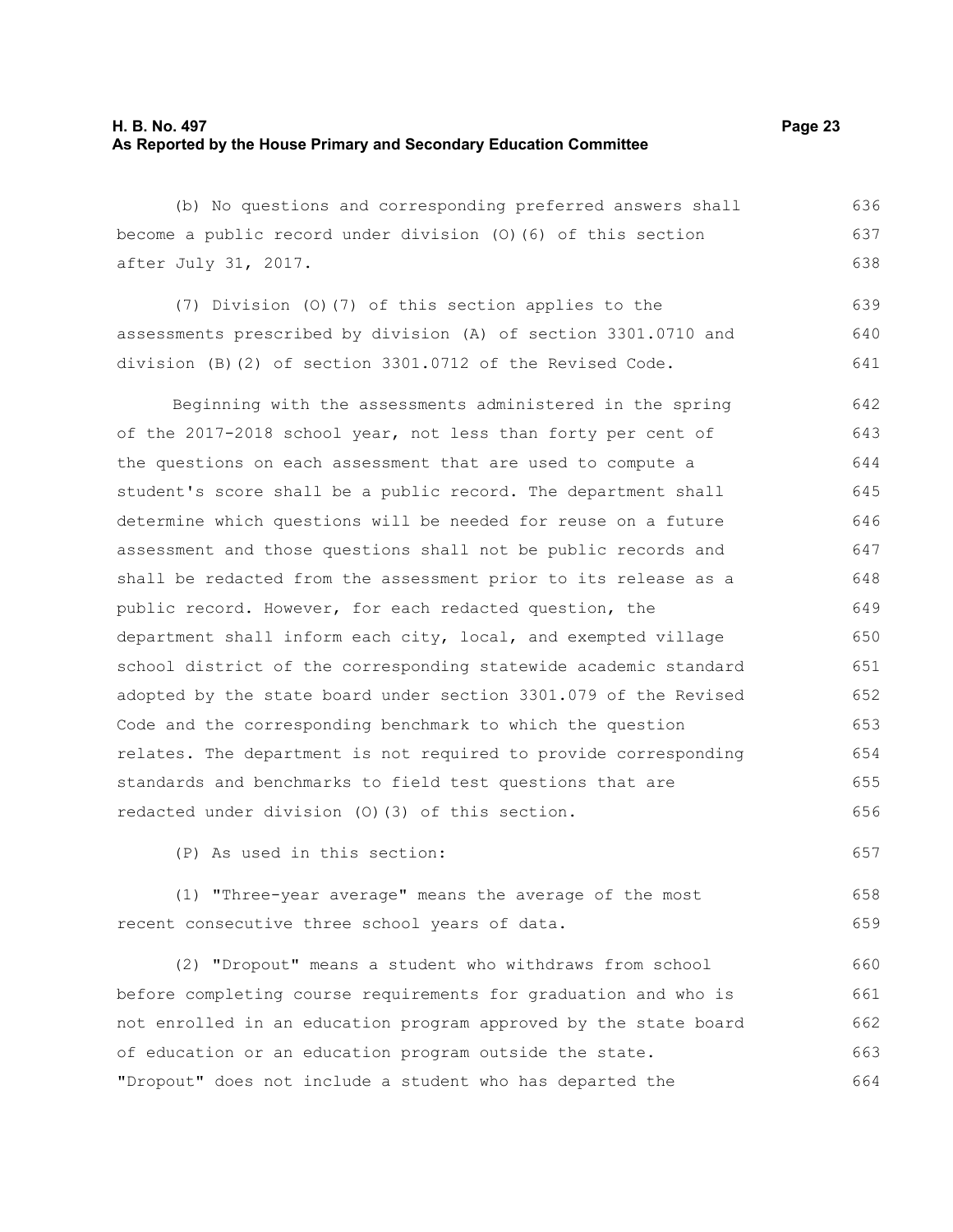(b) No questions and corresponding preferred answers shall become a public record under division (O)(6) of this section after July 31, 2017.

(7) Division (O)(7) of this section applies to the assessments prescribed by division (A) of section 3301.0710 and division (B)(2) of section 3301.0712 of the Revised Code.

Beginning with the assessments administered in the spring of the 2017-2018 school year, not less than forty per cent of the questions on each assessment that are used to compute a student's score shall be a public record. The department shall determine which questions will be needed for reuse on a future assessment and those questions shall not be public records and shall be redacted from the assessment prior to its release as a public record. However, for each redacted question, the department shall inform each city, local, and exempted village school district of the corresponding statewide academic standard adopted by the state board under section 3301.079 of the Revised Code and the corresponding benchmark to which the question relates. The department is not required to provide corresponding standards and benchmarks to field test questions that are redacted under division (O)(3) of this section.

(P) As used in this section:

(1) "Three-year average" means the average of the most recent consecutive three school years of data.

(2) "Dropout" means a student who withdraws from school before completing course requirements for graduation and who is not enrolled in an education program approved by the state board of education or an education program outside the state. "Dropout" does not include a student who has departed the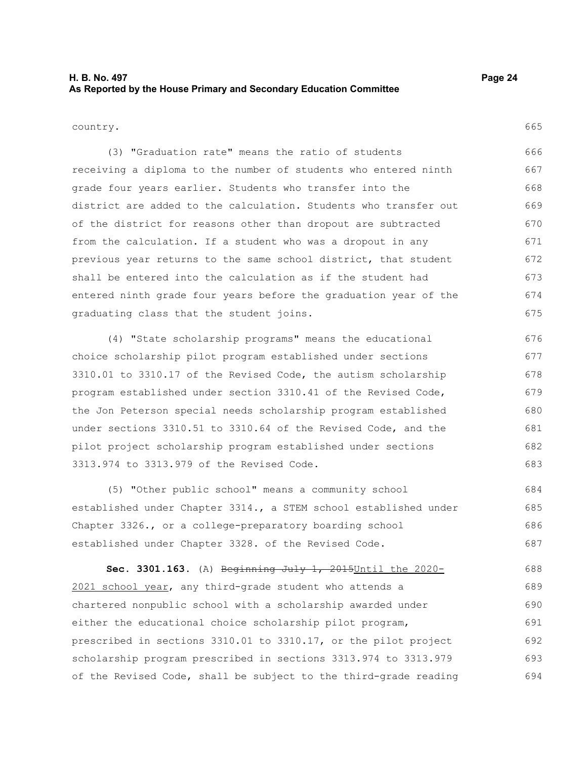country.

(3) "Graduation rate" means the ratio of students receiving a diploma to the number of students who entered ninth grade four years earlier. Students who transfer into the district are added to the calculation. Students who transfer out of the district for reasons other than dropout are subtracted from the calculation. If a student who was a dropout in any previous year returns to the same school district, that student shall be entered into the calculation as if the student had entered ninth grade four years before the graduation year of the graduating class that the student joins.

(4) "State scholarship programs" means the educational choice scholarship pilot program established under sections 3310.01 to 3310.17 of the Revised Code, the autism scholarship program established under section 3310.41 of the Revised Code, the Jon Peterson special needs scholarship program established under sections 3310.51 to 3310.64 of the Revised Code, and the pilot project scholarship program established under sections 3313.974 to 3313.979 of the Revised Code.

(5) "Other public school" means a community school established under Chapter 3314., a STEM school established under Chapter 3326., or a college-preparatory boarding school established under Chapter 3328. of the Revised Code.

**Sec. 3301.163.** (A) ~~Beginning July 1, 2015~~Until the 2020-2021 school year, any third-grade student who attends a chartered nonpublic school with a scholarship awarded under either the educational choice scholarship pilot program, prescribed in sections 3310.01 to 3310.17, or the pilot project scholarship program prescribed in sections 3313.974 to 3313.979 of the Revised Code, shall be subject to the third-grade reading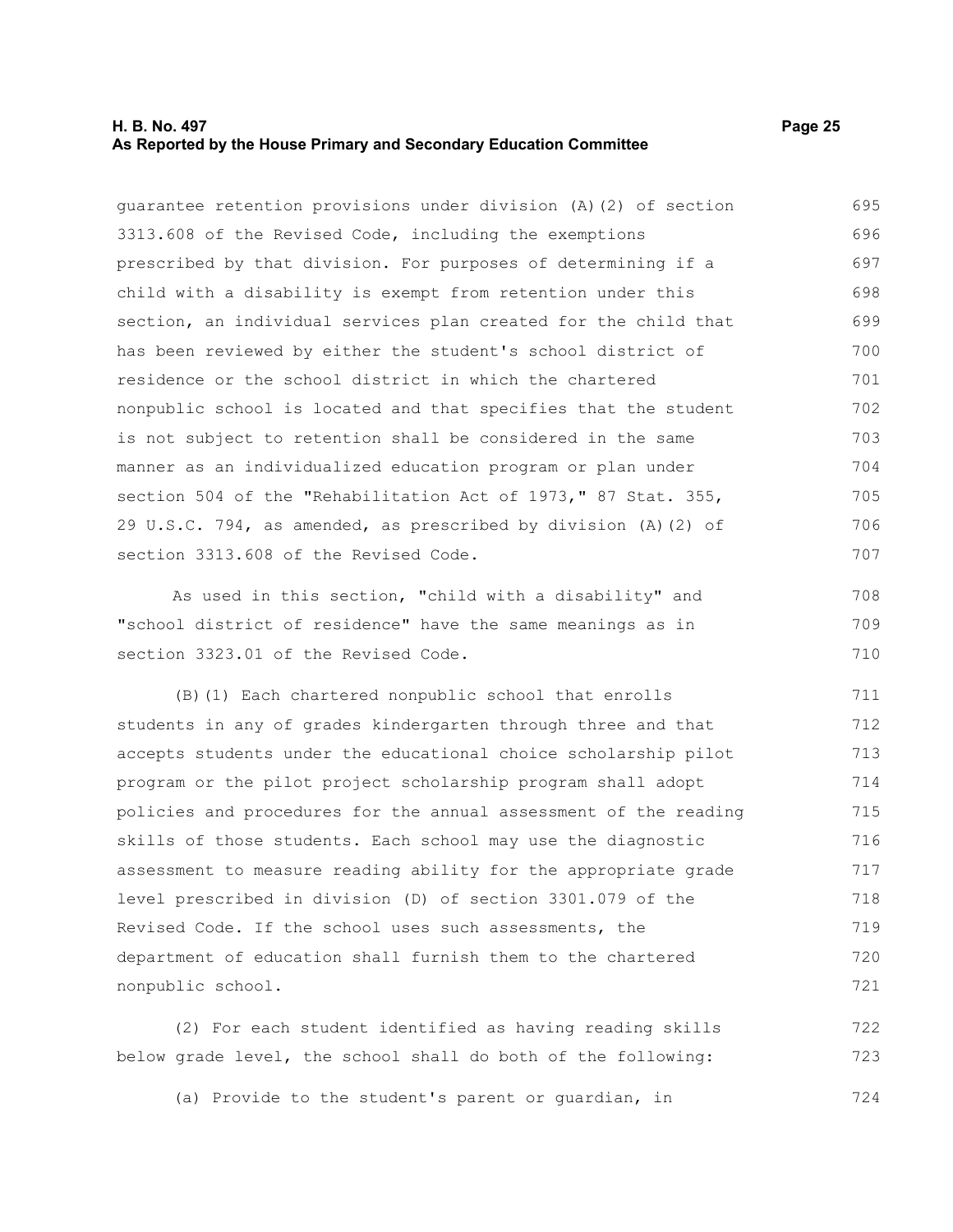guarantee retention provisions under division (A)(2) of section 3313.608 of the Revised Code, including the exemptions prescribed by that division. For purposes of determining if a child with a disability is exempt from retention under this section, an individual services plan created for the child that has been reviewed by either the student's school district of residence or the school district in which the chartered nonpublic school is located and that specifies that the student is not subject to retention shall be considered in the same manner as an individualized education program or plan under section 504 of the "Rehabilitation Act of 1973," 87 Stat. 355, 29 U.S.C. 794, as amended, as prescribed by division (A)(2) of section 3313.608 of the Revised Code.

As used in this section, "child with a disability" and "school district of residence" have the same meanings as in section 3323.01 of the Revised Code.

(B)(1) Each chartered nonpublic school that enrolls students in any of grades kindergarten through three and that accepts students under the educational choice scholarship pilot program or the pilot project scholarship program shall adopt policies and procedures for the annual assessment of the reading skills of those students. Each school may use the diagnostic assessment to measure reading ability for the appropriate grade level prescribed in division (D) of section 3301.079 of the Revised Code. If the school uses such assessments, the department of education shall furnish them to the chartered nonpublic school.

(2) For each student identified as having reading skills below grade level, the school shall do both of the following:

(a) Provide to the student's parent or guardian, in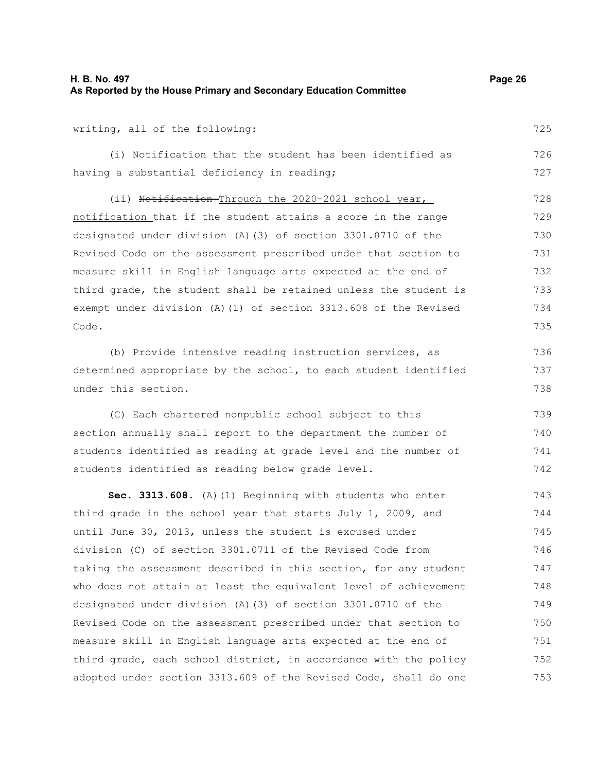writing, all of the following:

(i) Notification that the student has been identified as having a substantial deficiency in reading;

(ii) ~~Notification~~ Through the 2020-2021 school year, notification that if the student attains a score in the range designated under division (A)(3) of section 3301.0710 of the Revised Code on the assessment prescribed under that section to measure skill in English language arts expected at the end of third grade, the student shall be retained unless the student is exempt under division (A)(1) of section 3313.608 of the Revised Code.

(b) Provide intensive reading instruction services, as determined appropriate by the school, to each student identified under this section.

(C) Each chartered nonpublic school subject to this section annually shall report to the department the number of students identified as reading at grade level and the number of students identified as reading below grade level.

**Sec. 3313.608.** (A)(1) Beginning with students who enter third grade in the school year that starts July 1, 2009, and until June 30, 2013, unless the student is excused under division (C) of section 3301.0711 of the Revised Code from taking the assessment described in this section, for any student who does not attain at least the equivalent level of achievement designated under division (A)(3) of section 3301.0710 of the Revised Code on the assessment prescribed under that section to measure skill in English language arts expected at the end of third grade, each school district, in accordance with the policy adopted under section 3313.609 of the Revised Code, shall do one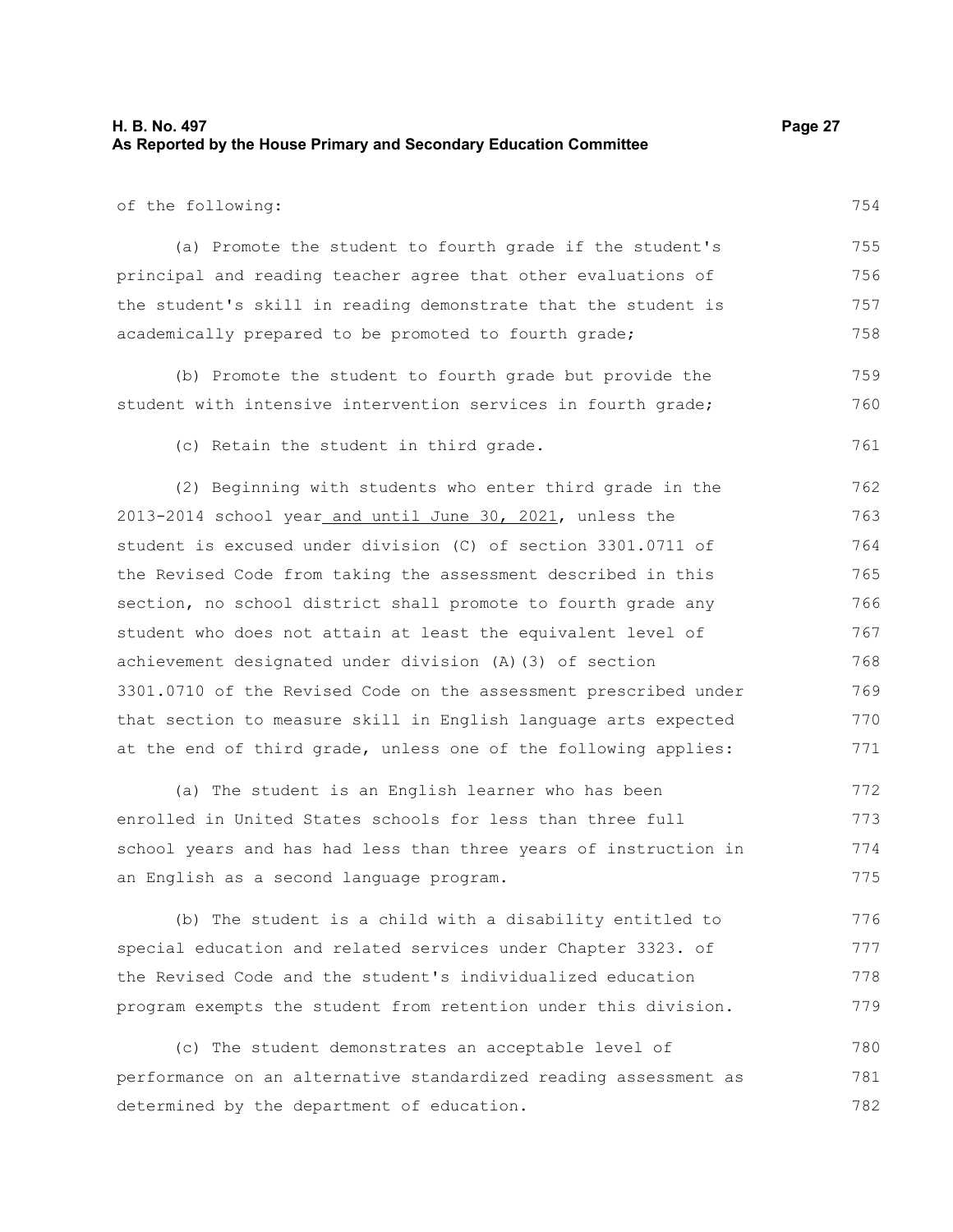of the following:

(a) Promote the student to fourth grade if the student's principal and reading teacher agree that other evaluations of the student's skill in reading demonstrate that the student is academically prepared to be promoted to fourth grade;

(b) Promote the student to fourth grade but provide the student with intensive intervention services in fourth grade;

(c) Retain the student in third grade.

(2) Beginning with students who enter third grade in the 2013-2014 school year and until June 30, 2021, unless the student is excused under division (C) of section 3301.0711 of the Revised Code from taking the assessment described in this section, no school district shall promote to fourth grade any student who does not attain at least the equivalent level of achievement designated under division (A)(3) of section 3301.0710 of the Revised Code on the assessment prescribed under that section to measure skill in English language arts expected at the end of third grade, unless one of the following applies:

(a) The student is an English learner who has been enrolled in United States schools for less than three full school years and has had less than three years of instruction in an English as a second language program.

(b) The student is a child with a disability entitled to special education and related services under Chapter 3323. of the Revised Code and the student's individualized education program exempts the student from retention under this division.

(c) The student demonstrates an acceptable level of performance on an alternative standardized reading assessment as determined by the department of education.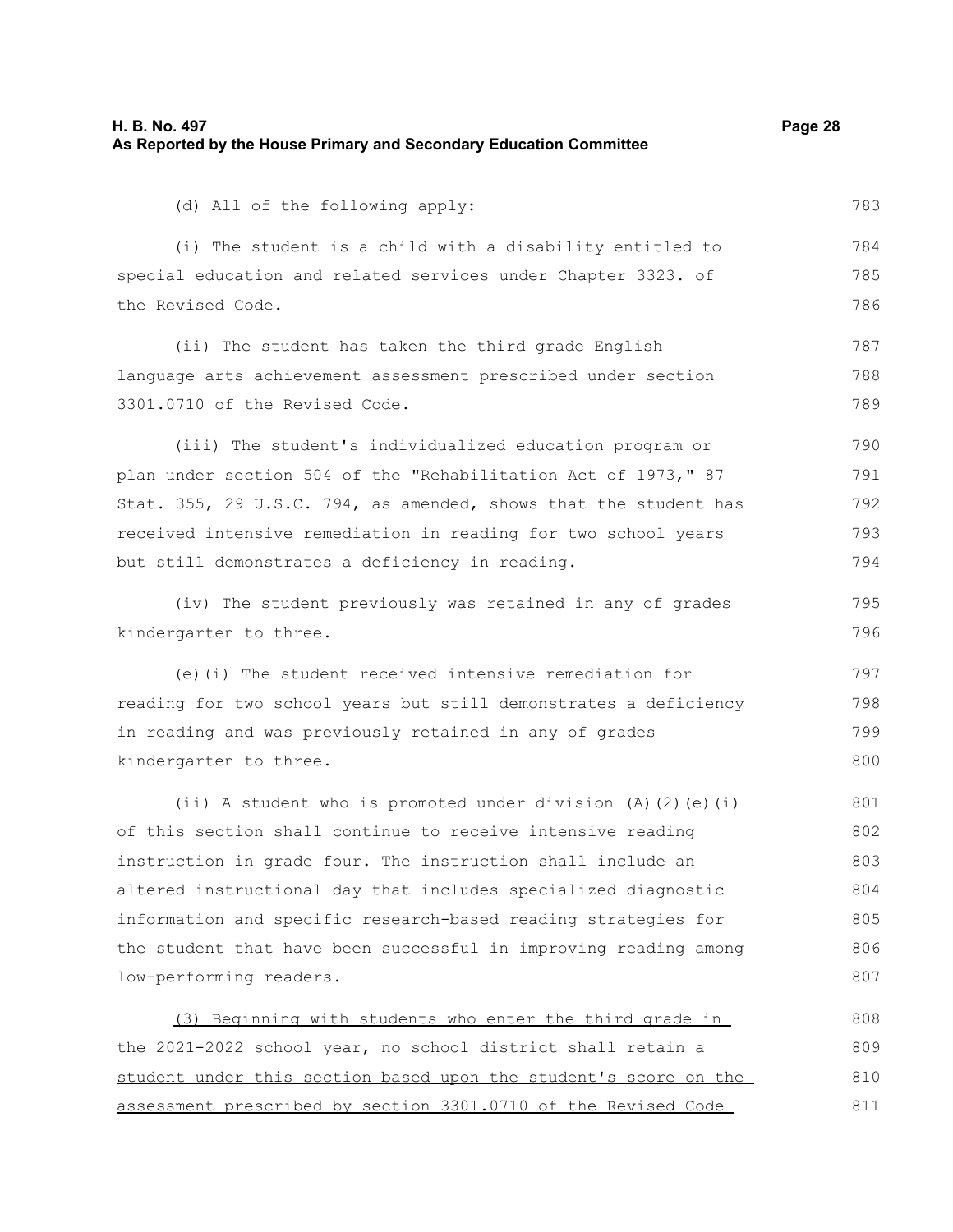(d) All of the following apply:

(i) The student is a child with a disability entitled to special education and related services under Chapter 3323. of the Revised Code.

(ii) The student has taken the third grade English language arts achievement assessment prescribed under section 3301.0710 of the Revised Code.

(iii) The student's individualized education program or plan under section 504 of the "Rehabilitation Act of 1973," 87 Stat. 355, 29 U.S.C. 794, as amended, shows that the student has received intensive remediation in reading for two school years but still demonstrates a deficiency in reading.

(iv) The student previously was retained in any of grades kindergarten to three.

(e)(i) The student received intensive remediation for reading for two school years but still demonstrates a deficiency in reading and was previously retained in any of grades kindergarten to three.

(ii) A student who is promoted under division (A)(2)(e)(i) of this section shall continue to receive intensive reading instruction in grade four. The instruction shall include an altered instructional day that includes specialized diagnostic information and specific research-based reading strategies for the student that have been successful in improving reading among low-performing readers.

<u>(3) Beginning with students who enter the third grade in the 2021-2022 school year, no school district shall retain a student under this section based upon the student's score on the assessment prescribed by section 3301.0710 of the Revised Code</u>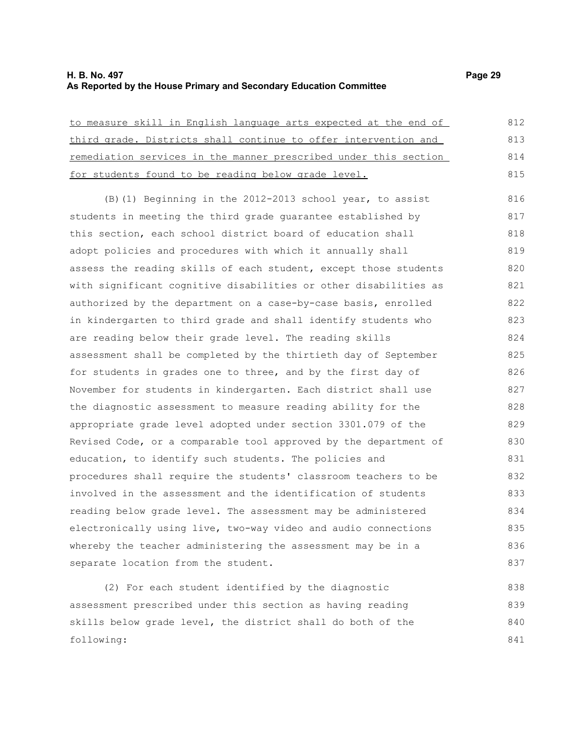to measure skill in English language arts expected at the end of third grade. Districts shall continue to offer intervention and remediation services in the manner prescribed under this section for students found to be reading below grade level.

(B)(1) Beginning in the 2012-2013 school year, to assist students in meeting the third grade guarantee established by this section, each school district board of education shall adopt policies and procedures with which it annually shall assess the reading skills of each student, except those students with significant cognitive disabilities or other disabilities as authorized by the department on a case-by-case basis, enrolled in kindergarten to third grade and shall identify students who are reading below their grade level. The reading skills assessment shall be completed by the thirtieth day of September for students in grades one to three, and by the first day of November for students in kindergarten. Each district shall use the diagnostic assessment to measure reading ability for the appropriate grade level adopted under section 3301.079 of the Revised Code, or a comparable tool approved by the department of education, to identify such students. The policies and procedures shall require the students' classroom teachers to be involved in the assessment and the identification of students reading below grade level. The assessment may be administered electronically using live, two-way video and audio connections whereby the teacher administering the assessment may be in a separate location from the student.

(2) For each student identified by the diagnostic assessment prescribed under this section as having reading skills below grade level, the district shall do both of the following: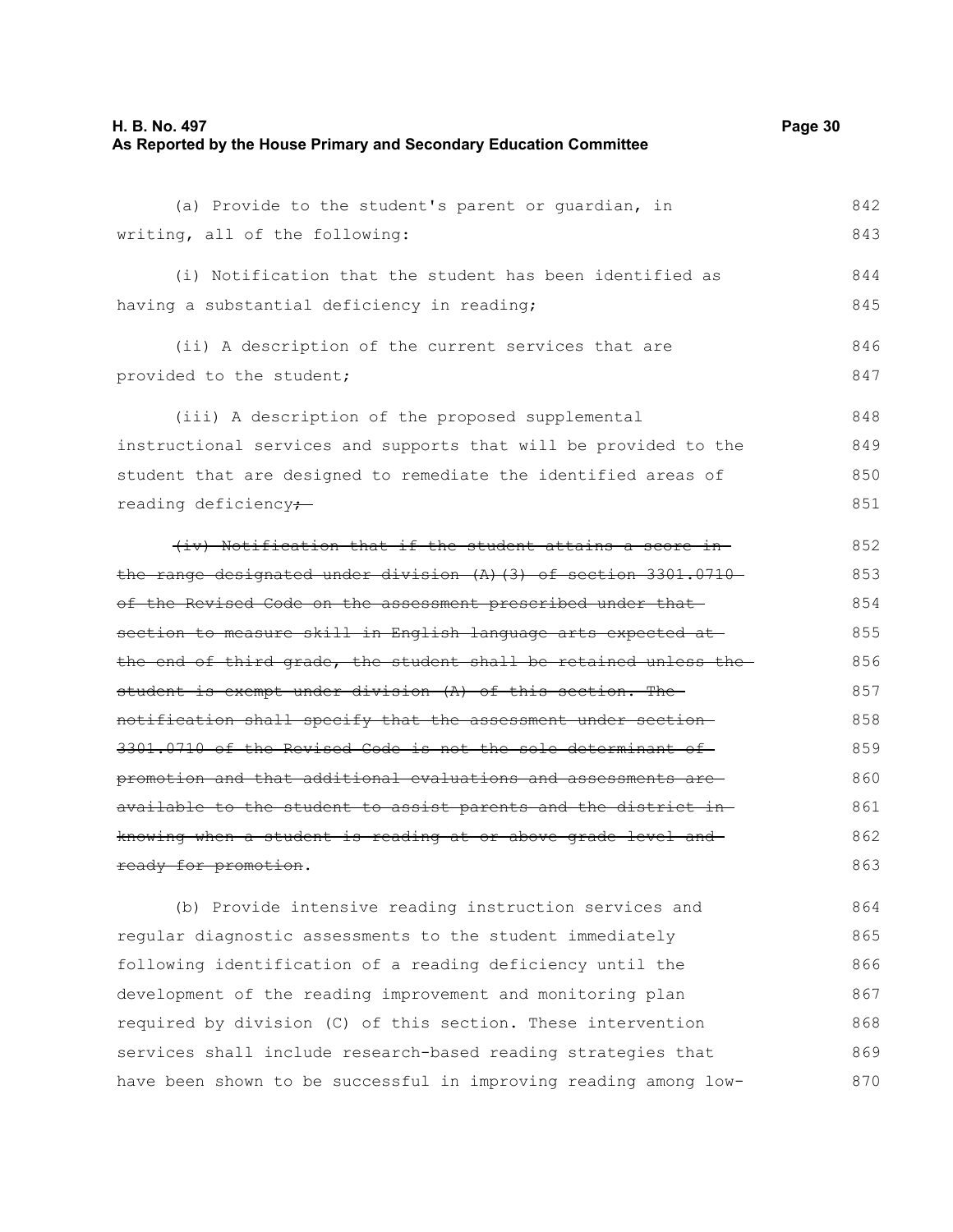(a) Provide to the student's parent or guardian, in writing, all of the following:

(i) Notification that the student has been identified as having a substantial deficiency in reading;

(ii) A description of the current services that are provided to the student;

(iii) A description of the proposed supplemental instructional services and supports that will be provided to the student that are designed to remediate the identified areas of reading deficiency~~;~~

~~(iv) Notification that if the student attains a score in the range designated under division (A)(3) of section 3301.0710 of the Revised Code on the assessment prescribed under that section to measure skill in English language arts expected at the end of third grade, the student shall be retained unless the student is exempt under division (A) of this section. The notification shall specify that the assessment under section 3301.0710 of the Revised Code is not the sole determinant of promotion and that additional evaluations and assessments are available to the student to assist parents and the district in knowing when a student is reading at or above grade level and ready for promotion~~.

(b) Provide intensive reading instruction services and regular diagnostic assessments to the student immediately following identification of a reading deficiency until the development of the reading improvement and monitoring plan required by division (C) of this section. These intervention services shall include research-based reading strategies that have been shown to be successful in improving reading among low-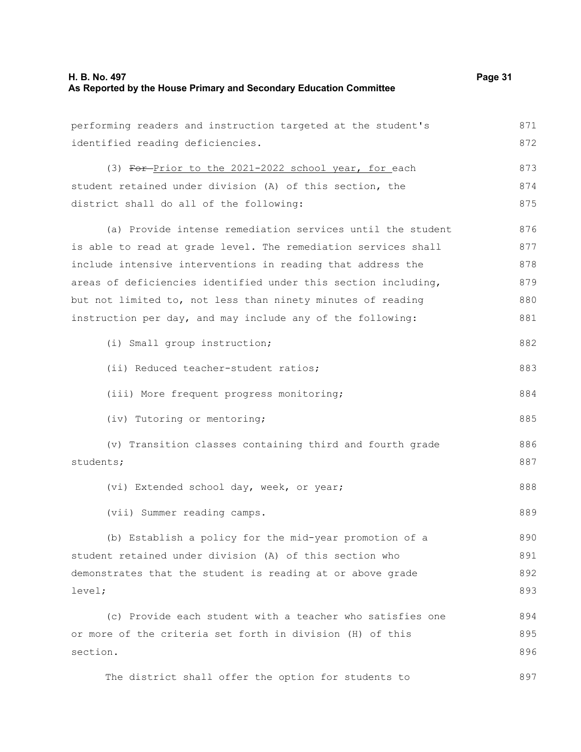performing readers and instruction targeted at the student's identified reading deficiencies.

(3) ~~For~~ Prior to the 2021-2022 school year, for each student retained under division (A) of this section, the district shall do all of the following:

(a) Provide intense remediation services until the student is able to read at grade level. The remediation services shall include intensive interventions in reading that address the areas of deficiencies identified under this section including, but not limited to, not less than ninety minutes of reading instruction per day, and may include any of the following:

(i) Small group instruction;

(ii) Reduced teacher-student ratios;

(iii) More frequent progress monitoring;

(iv) Tutoring or mentoring;

(v) Transition classes containing third and fourth grade students;

(vi) Extended school day, week, or year;

(vii) Summer reading camps.

(b) Establish a policy for the mid-year promotion of a student retained under division (A) of this section who demonstrates that the student is reading at or above grade level;

(c) Provide each student with a teacher who satisfies one or more of the criteria set forth in division (H) of this section.

The district shall offer the option for students to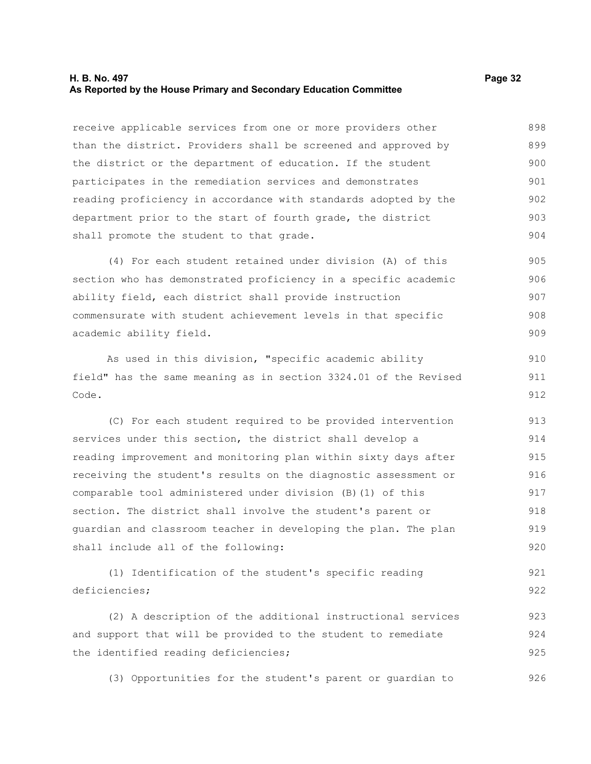receive applicable services from one or more providers other than the district. Providers shall be screened and approved by the district or the department of education. If the student participates in the remediation services and demonstrates reading proficiency in accordance with standards adopted by the department prior to the start of fourth grade, the district shall promote the student to that grade.

(4) For each student retained under division (A) of this section who has demonstrated proficiency in a specific academic ability field, each district shall provide instruction commensurate with student achievement levels in that specific academic ability field.

As used in this division, "specific academic ability field" has the same meaning as in section 3324.01 of the Revised Code.

(C) For each student required to be provided intervention services under this section, the district shall develop a reading improvement and monitoring plan within sixty days after receiving the student's results on the diagnostic assessment or comparable tool administered under division (B)(1) of this section. The district shall involve the student's parent or guardian and classroom teacher in developing the plan. The plan shall include all of the following:

(1) Identification of the student's specific reading deficiencies;

(2) A description of the additional instructional services and support that will be provided to the student to remediate the identified reading deficiencies;

(3) Opportunities for the student's parent or guardian to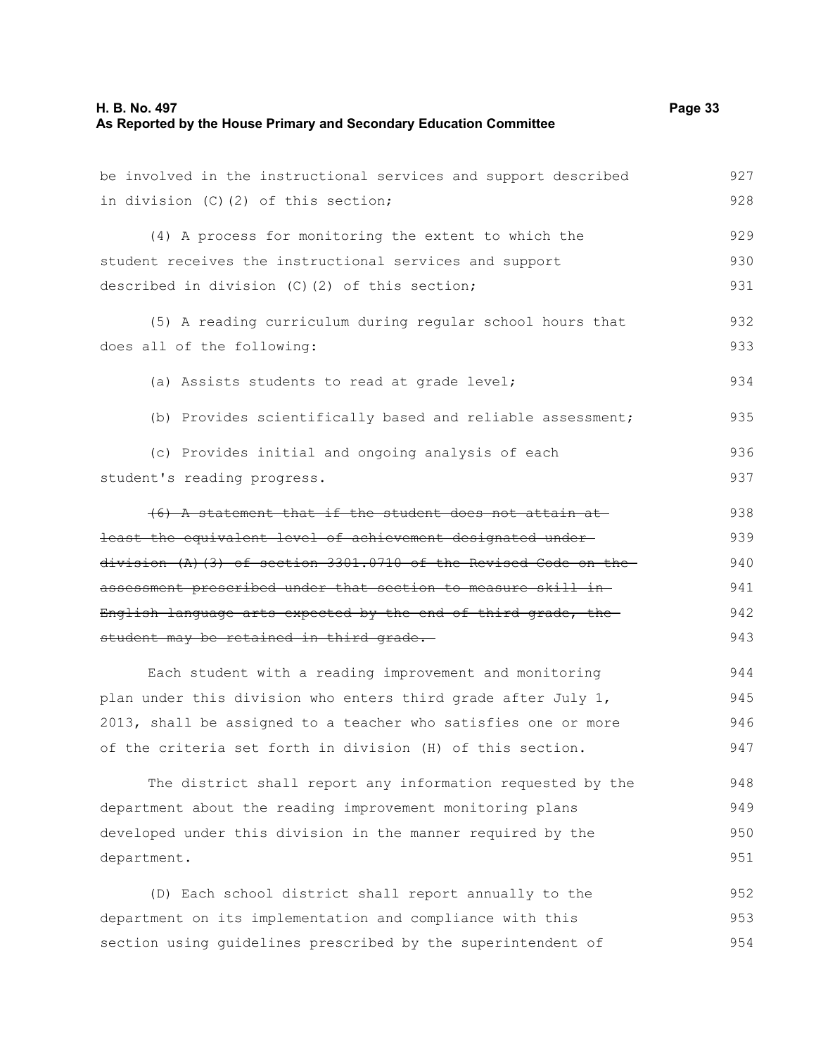be involved in the instructional services and support described in division (C)(2) of this section;

(4) A process for monitoring the extent to which the student receives the instructional services and support described in division (C)(2) of this section;

(5) A reading curriculum during regular school hours that does all of the following:

(a) Assists students to read at grade level;

(b) Provides scientifically based and reliable assessment;

(c) Provides initial and ongoing analysis of each student's reading progress.

~~(6) A statement that if the student does not attain at least the equivalent level of achievement designated under division (A)(3) of section 3301.0710 of the Revised Code on the assessment prescribed under that section to measure skill in English language arts expected by the end of third grade, the student may be retained in third grade.~~

Each student with a reading improvement and monitoring plan under this division who enters third grade after July 1, 2013, shall be assigned to a teacher who satisfies one or more of the criteria set forth in division (H) of this section.

The district shall report any information requested by the department about the reading improvement monitoring plans developed under this division in the manner required by the department.

(D) Each school district shall report annually to the department on its implementation and compliance with this section using guidelines prescribed by the superintendent of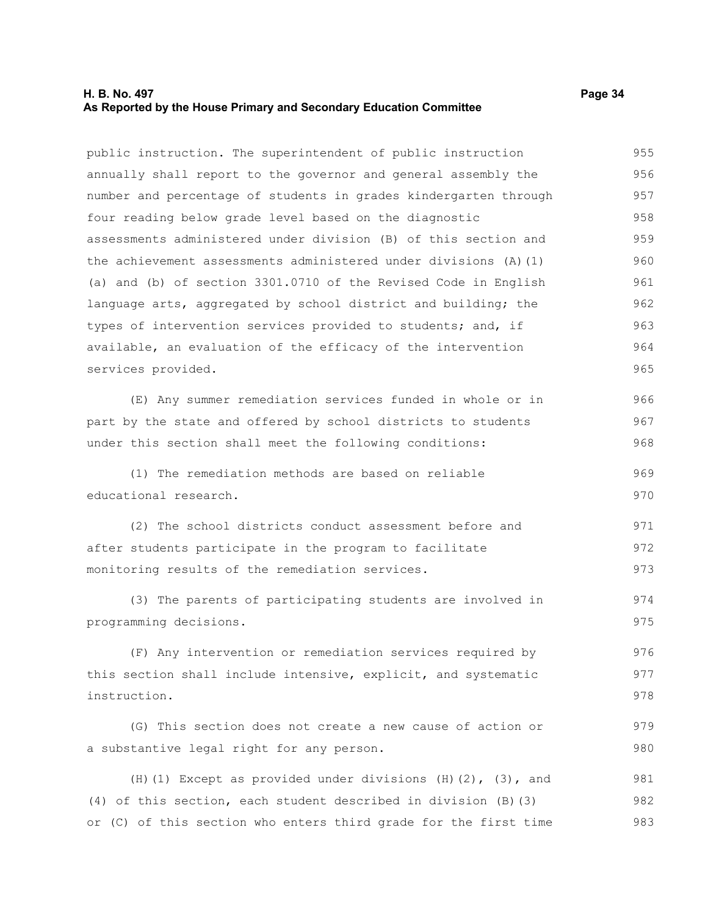public instruction. The superintendent of public instruction annually shall report to the governor and general assembly the number and percentage of students in grades kindergarten through four reading below grade level based on the diagnostic assessments administered under division (B) of this section and the achievement assessments administered under divisions (A)(1)(a) and (b) of section 3301.0710 of the Revised Code in English language arts, aggregated by school district and building; the types of intervention services provided to students; and, if available, an evaluation of the efficacy of the intervention services provided.

(E) Any summer remediation services funded in whole or in part by the state and offered by school districts to students under this section shall meet the following conditions:

(1) The remediation methods are based on reliable educational research.

(2) The school districts conduct assessment before and after students participate in the program to facilitate monitoring results of the remediation services.

(3) The parents of participating students are involved in programming decisions.

(F) Any intervention or remediation services required by this section shall include intensive, explicit, and systematic instruction.

(G) This section does not create a new cause of action or a substantive legal right for any person.

(H)(1) Except as provided under divisions (H)(2), (3), and (4) of this section, each student described in division (B)(3) or (C) of this section who enters third grade for the first time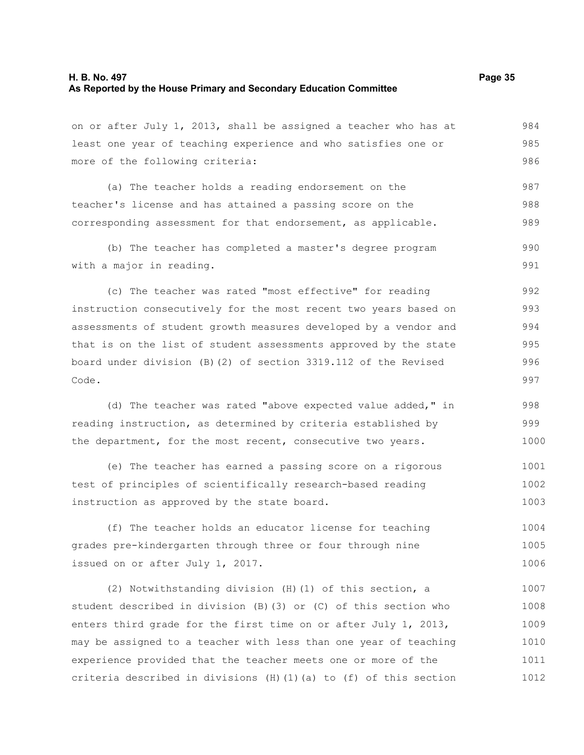on or after July 1, 2013, shall be assigned a teacher who has at least one year of teaching experience and who satisfies one or more of the following criteria:

(a) The teacher holds a reading endorsement on the teacher's license and has attained a passing score on the corresponding assessment for that endorsement, as applicable.

(b) The teacher has completed a master's degree program with a major in reading.

(c) The teacher was rated "most effective" for reading instruction consecutively for the most recent two years based on assessments of student growth measures developed by a vendor and that is on the list of student assessments approved by the state board under division (B)(2) of section 3319.112 of the Revised Code.

(d) The teacher was rated "above expected value added," in reading instruction, as determined by criteria established by the department, for the most recent, consecutive two years.

(e) The teacher has earned a passing score on a rigorous test of principles of scientifically research-based reading instruction as approved by the state board.

(f) The teacher holds an educator license for teaching grades pre-kindergarten through three or four through nine issued on or after July 1, 2017.

(2) Notwithstanding division (H)(1) of this section, a student described in division (B)(3) or (C) of this section who enters third grade for the first time on or after July 1, 2013, may be assigned to a teacher with less than one year of teaching experience provided that the teacher meets one or more of the criteria described in divisions (H)(1)(a) to (f) of this section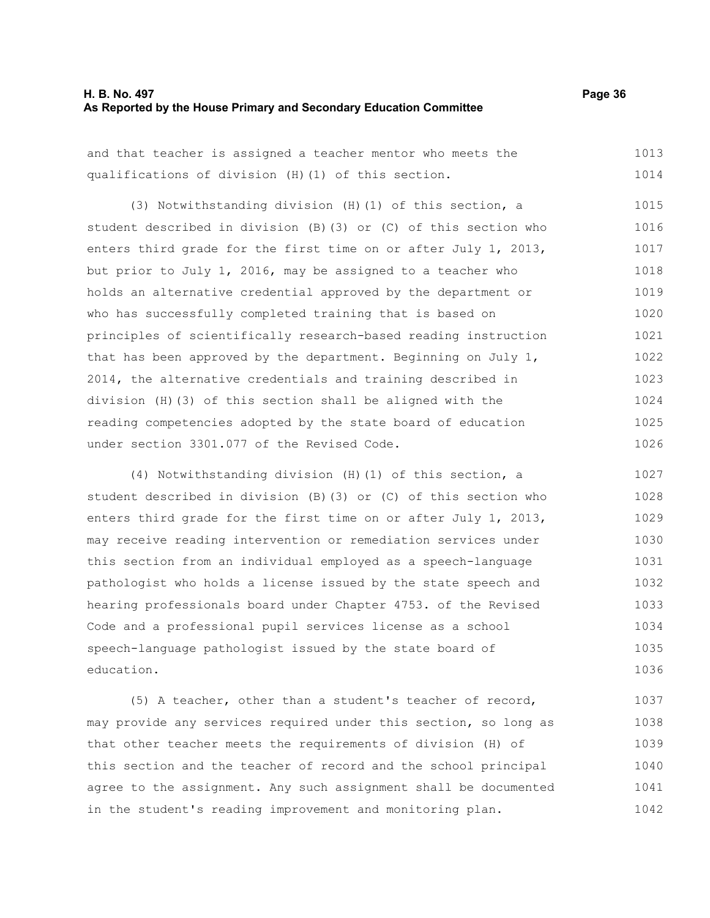and that teacher is assigned a teacher mentor who meets the qualifications of division (H)(1) of this section.

(3) Notwithstanding division (H)(1) of this section, a student described in division (B)(3) or (C) of this section who enters third grade for the first time on or after July 1, 2013, but prior to July 1, 2016, may be assigned to a teacher who holds an alternative credential approved by the department or who has successfully completed training that is based on principles of scientifically research-based reading instruction that has been approved by the department. Beginning on July 1, 2014, the alternative credentials and training described in division (H)(3) of this section shall be aligned with the reading competencies adopted by the state board of education under section 3301.077 of the Revised Code.

(4) Notwithstanding division (H)(1) of this section, a student described in division (B)(3) or (C) of this section who enters third grade for the first time on or after July 1, 2013, may receive reading intervention or remediation services under this section from an individual employed as a speech-language pathologist who holds a license issued by the state speech and hearing professionals board under Chapter 4753. of the Revised Code and a professional pupil services license as a school speech-language pathologist issued by the state board of education.

(5) A teacher, other than a student's teacher of record, may provide any services required under this section, so long as that other teacher meets the requirements of division (H) of this section and the teacher of record and the school principal agree to the assignment. Any such assignment shall be documented in the student's reading improvement and monitoring plan.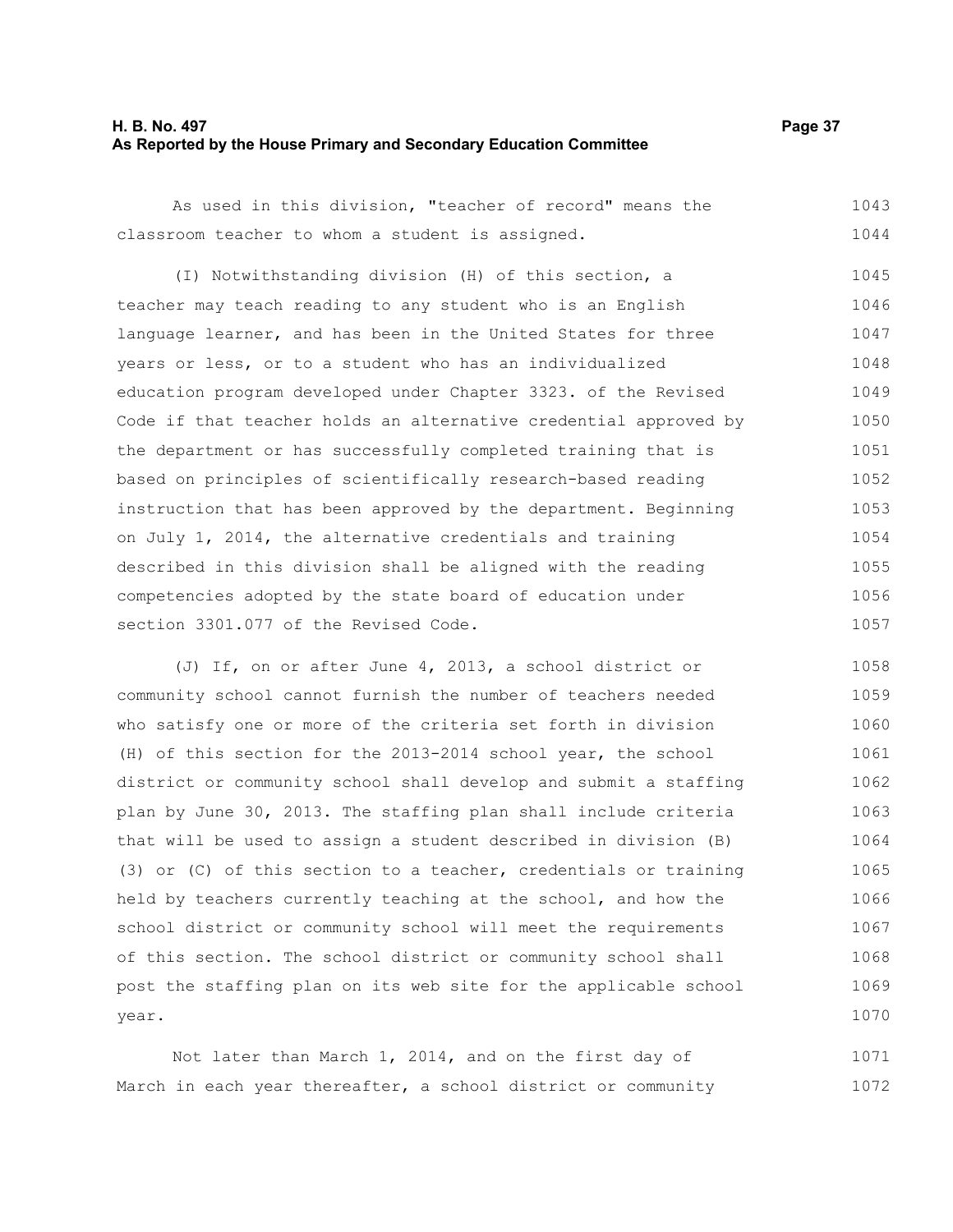As used in this division, "teacher of record" means the classroom teacher to whom a student is assigned.

(I) Notwithstanding division (H) of this section, a teacher may teach reading to any student who is an English language learner, and has been in the United States for three years or less, or to a student who has an individualized education program developed under Chapter 3323. of the Revised Code if that teacher holds an alternative credential approved by the department or has successfully completed training that is based on principles of scientifically research-based reading instruction that has been approved by the department. Beginning on July 1, 2014, the alternative credentials and training described in this division shall be aligned with the reading competencies adopted by the state board of education under section 3301.077 of the Revised Code.

(J) If, on or after June 4, 2013, a school district or community school cannot furnish the number of teachers needed who satisfy one or more of the criteria set forth in division (H) of this section for the 2013-2014 school year, the school district or community school shall develop and submit a staffing plan by June 30, 2013. The staffing plan shall include criteria that will be used to assign a student described in division (B)(3) or (C) of this section to a teacher, credentials or training held by teachers currently teaching at the school, and how the school district or community school will meet the requirements of this section. The school district or community school shall post the staffing plan on its web site for the applicable school year.

Not later than March 1, 2014, and on the first day of March in each year thereafter, a school district or community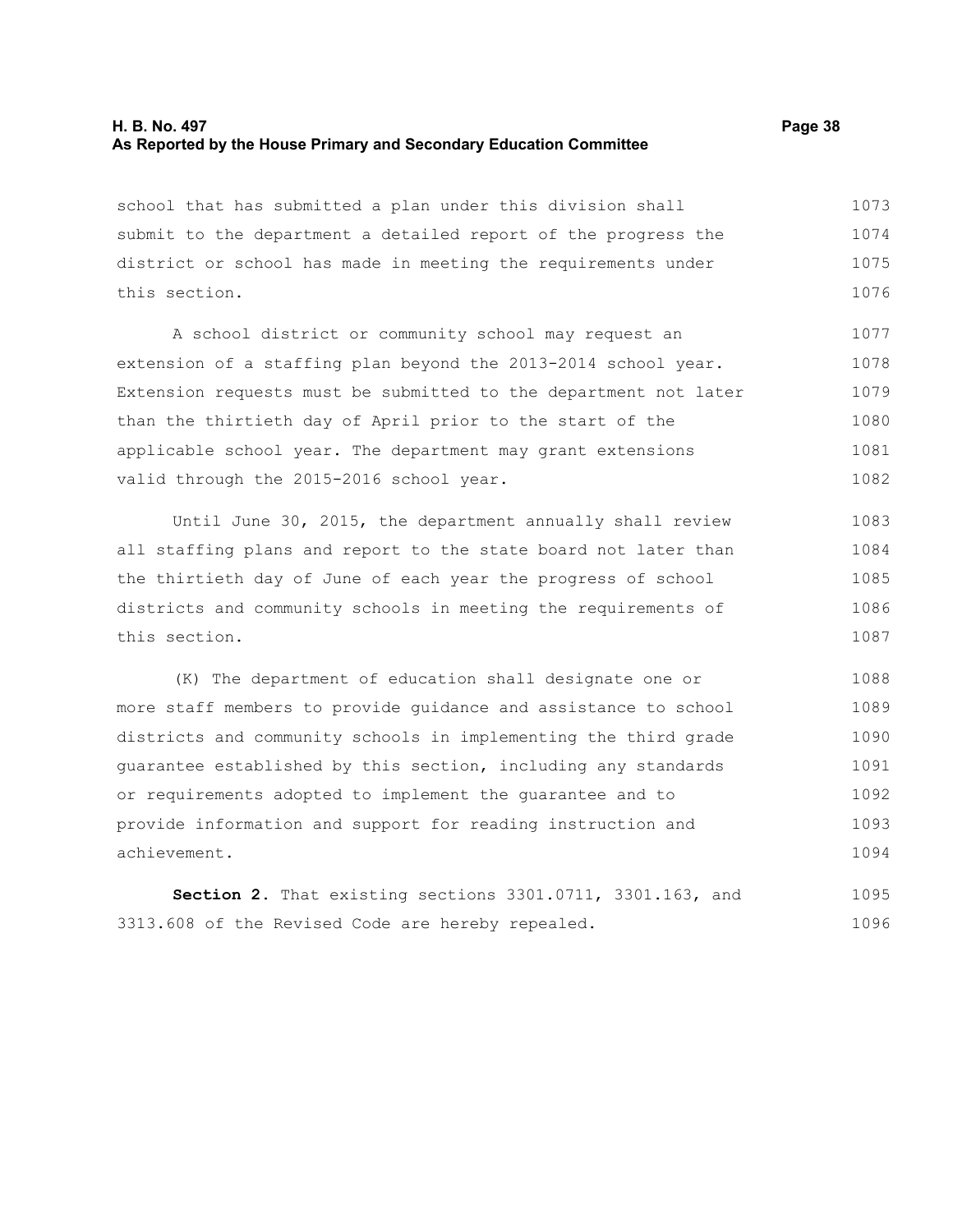school that has submitted a plan under this division shall submit to the department a detailed report of the progress the district or school has made in meeting the requirements under this section.

A school district or community school may request an extension of a staffing plan beyond the 2013-2014 school year. Extension requests must be submitted to the department not later than the thirtieth day of April prior to the start of the applicable school year. The department may grant extensions valid through the 2015-2016 school year.

Until June 30, 2015, the department annually shall review all staffing plans and report to the state board not later than the thirtieth day of June of each year the progress of school districts and community schools in meeting the requirements of this section.

(K) The department of education shall designate one or more staff members to provide guidance and assistance to school districts and community schools in implementing the third grade guarantee established by this section, including any standards or requirements adopted to implement the guarantee and to provide information and support for reading instruction and achievement.

**Section 2.** That existing sections 3301.0711, 3301.163, and 3313.608 of the Revised Code are hereby repealed.